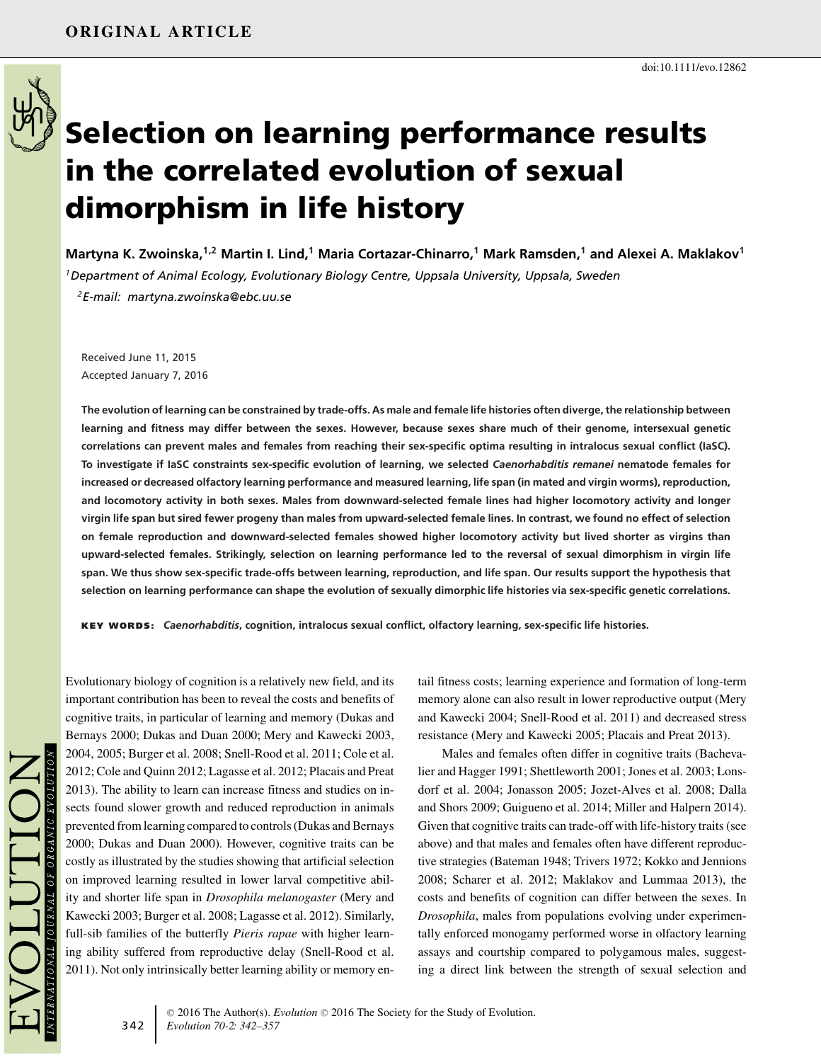ORIGINAL ARTICLE

doi:10.1111/evo.12862

# Selection on learning performance results in the correlated evolution of sexual dimorphism in life history

**Martyna K. Zwoinska,[1,2] Martin I. Lind,[1] Maria Cortazar-Chinarro,[1] Mark Ramsden,[1] and Alexei A. Maklakov[1]**

*[1]Department of Animal Ecology, Evolutionary Biology Centre, Uppsala University, Uppsala, Sweden*

*[2]E-mail: martyna.zwoinska@ebc.uu.se*

Received June 11, 2015
Accepted January 7, 2016

**The evolution of learning can be constrained by trade-offs. As male and female life histories often diverge, the relationship between learning and fitness may differ between the sexes. However, because sexes share much of their genome, intersexual genetic correlations can prevent males and females from reaching their sex-specific optima resulting in intralocus sexual conflict (IaSC). To investigate if IaSC constraints sex-specific evolution of learning, we selected *Caenorhabditis remanei* nematode females for increased or decreased olfactory learning performance and measured learning, life span (in mated and virgin worms), reproduction, and locomotory activity in both sexes. Males from downward-selected female lines had higher locomotory activity and longer virgin life span but sired fewer progeny than males from upward-selected female lines. In contrast, we found no effect of selection on female reproduction and downward-selected females showed higher locomotory activity but lived shorter as virgins than upward-selected females. Strikingly, selection on learning performance led to the reversal of sexual dimorphism in virgin life span. We thus show sex-specific trade-offs between learning, reproduction, and life span. Our results support the hypothesis that selection on learning performance can shape the evolution of sexually dimorphic life histories via sex-specific genetic correlations.**

**KEY WORDS:** ***Caenorhabditis*, cognition, intralocus sexual conflict, olfactory learning, sex-specific life histories.**

Evolutionary biology of cognition is a relatively new field, and its important contribution has been to reveal the costs and benefits of cognitive traits, in particular of learning and memory (Dukas and Bernays 2000; Dukas and Duan 2000; Mery and Kawecki 2003, 2004, 2005; Burger et al. 2008; Snell-Rood et al. 2011; Cole et al. 2012; Cole and Quinn 2012; Lagasse et al. 2012; Placais and Preat 2013). The ability to learn can increase fitness and studies on insects found slower growth and reduced reproduction in animals prevented from learning compared to controls (Dukas and Bernays 2000; Dukas and Duan 2000). However, cognitive traits can be costly as illustrated by the studies showing that artificial selection on improved learning resulted in lower larval competitive ability and shorter life span in *Drosophila melanogaster* (Mery and Kawecki 2003; Burger et al. 2008; Lagasse et al. 2012). Similarly, full-sib families of the butterfly *Pieris rapae* with higher learning ability suffered from reproductive delay (Snell-Rood et al. 2011). Not only intrinsically better learning ability or memory entail fitness costs; learning experience and formation of long-term memory alone can also result in lower reproductive output (Mery and Kawecki 2004; Snell-Rood et al. 2011) and decreased stress resistance (Mery and Kawecki 2005; Placais and Preat 2013).

Males and females often differ in cognitive traits (Bachevalier and Hagger 1991; Shettleworth 2001; Jones et al. 2003; Lonsdorf et al. 2004; Jonasson 2005; Jozet-Alves et al. 2008; Dalla and Shors 2009; Guigueno et al. 2014; Miller and Halpern 2014). Given that cognitive traits can trade-off with life-history traits (see above) and that males and females often have different reproductive strategies (Bateman 1948; Trivers 1972; Kokko and Jennions 2008; Scharer et al. 2012; Maklakov and Lummaa 2013), the costs and benefits of cognition can differ between the sexes. In *Drosophila*, males from populations evolving under experimentally enforced monogamy performed worse in olfactory learning assays and courtship compared to polygamous males, suggesting a direct link between the strength of sexual selection and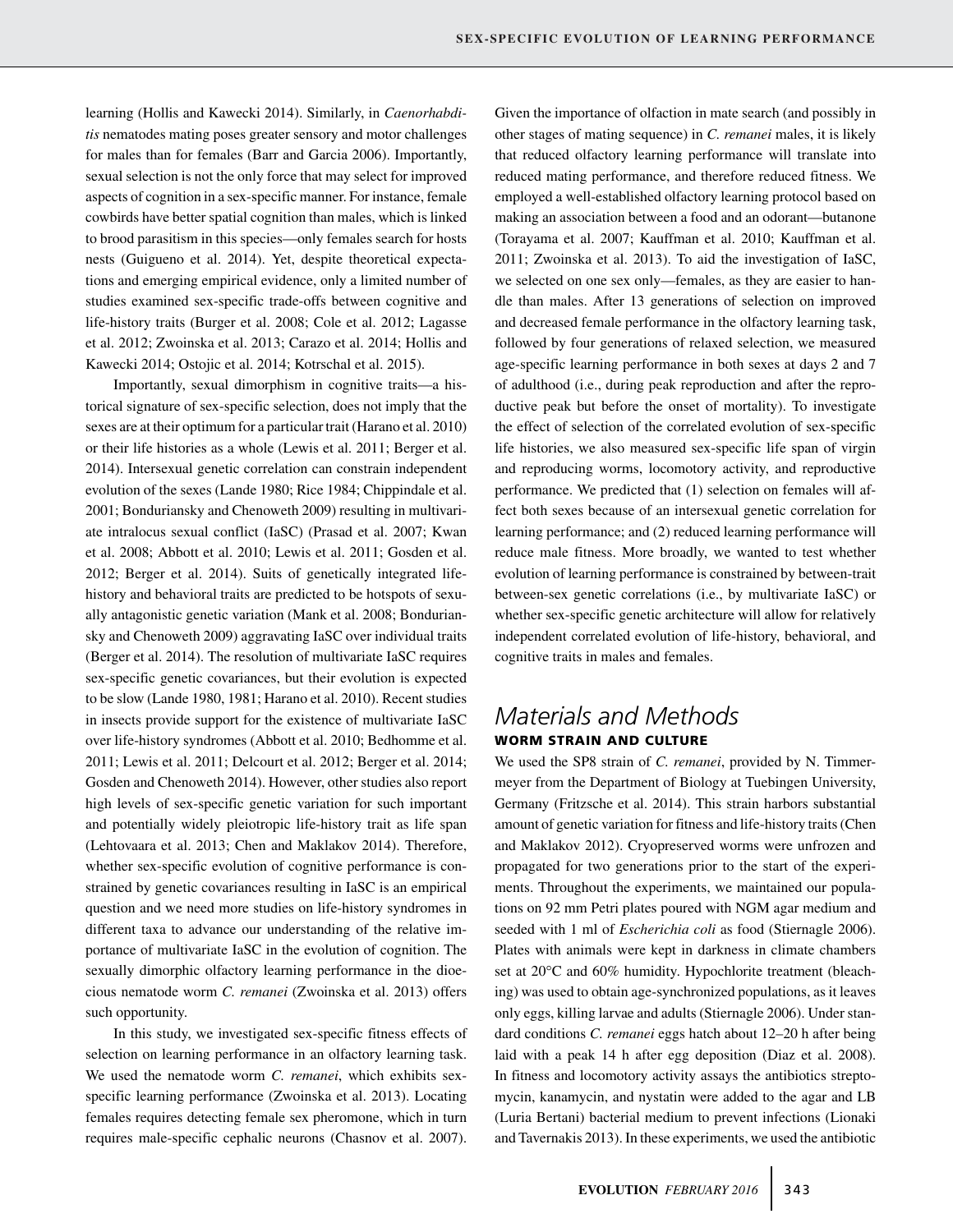learning (Hollis and Kawecki 2014). Similarly, in *Caenorhabditis* nematodes mating poses greater sensory and motor challenges for males than for females (Barr and Garcia 2006). Importantly, sexual selection is not the only force that may select for improved aspects of cognition in a sex-specific manner. For instance, female cowbirds have better spatial cognition than males, which is linked to brood parasitism in this species—only females search for hosts nests (Guigueno et al. 2014). Yet, despite theoretical expectations and emerging empirical evidence, only a limited number of studies examined sex-specific trade-offs between cognitive and life-history traits (Burger et al. 2008; Cole et al. 2012; Lagasse et al. 2012; Zwoinska et al. 2013; Carazo et al. 2014; Hollis and Kawecki 2014; Ostojic et al. 2014; Kotrschal et al. 2015).

Importantly, sexual dimorphism in cognitive traits—a historical signature of sex-specific selection, does not imply that the sexes are at their optimum for a particular trait (Harano et al. 2010) or their life histories as a whole (Lewis et al. 2011; Berger et al. 2014). Intersexual genetic correlation can constrain independent evolution of the sexes (Lande 1980; Rice 1984; Chippindale et al. 2001; Bonduriansky and Chenoweth 2009) resulting in multivariate intralocus sexual conflict (IaSC) (Prasad et al. 2007; Kwan et al. 2008; Abbott et al. 2010; Lewis et al. 2011; Gosden et al. 2012; Berger et al. 2014). Suits of genetically integrated life-history and behavioral traits are predicted to be hotspots of sexually antagonistic genetic variation (Mank et al. 2008; Bonduriansky and Chenoweth 2009) aggravating IaSC over individual traits (Berger et al. 2014). The resolution of multivariate IaSC requires sex-specific genetic covariances, but their evolution is expected to be slow (Lande 1980, 1981; Harano et al. 2010). Recent studies in insects provide support for the existence of multivariate IaSC over life-history syndromes (Abbott et al. 2010; Bedhomme et al. 2011; Lewis et al. 2011; Delcourt et al. 2012; Berger et al. 2014; Gosden and Chenoweth 2014). However, other studies also report high levels of sex-specific genetic variation for such important and potentially widely pleiotropic life-history trait as life span (Lehtovaara et al. 2013; Chen and Maklakov 2014). Therefore, whether sex-specific evolution of cognitive performance is constrained by genetic covariances resulting in IaSC is an empirical question and we need more studies on life-history syndromes in different taxa to advance our understanding of the relative importance of multivariate IaSC in the evolution of cognition. The sexually dimorphic olfactory learning performance in the dioecious nematode worm *C. remanei* (Zwoinska et al. 2013) offers such opportunity.

In this study, we investigated sex-specific fitness effects of selection on learning performance in an olfactory learning task. We used the nematode worm *C. remanei*, which exhibits sex-specific learning performance (Zwoinska et al. 2013). Locating females requires detecting female sex pheromone, which in turn requires male-specific cephalic neurons (Chasnov et al. 2007). Given the importance of olfaction in mate search (and possibly in other stages of mating sequence) in *C. remanei* males, it is likely that reduced olfactory learning performance will translate into reduced mating performance, and therefore reduced fitness. We employed a well-established olfactory learning protocol based on making an association between a food and an odorant—butanone (Torayama et al. 2007; Kauffman et al. 2010; Kauffman et al. 2011; Zwoinska et al. 2013). To aid the investigation of IaSC, we selected on one sex only—females, as they are easier to handle than males. After 13 generations of selection on improved and decreased female performance in the olfactory learning task, followed by four generations of relaxed selection, we measured age-specific learning performance in both sexes at days 2 and 7 of adulthood (i.e., during peak reproduction and after the reproductive peak but before the onset of mortality). To investigate the effect of selection of the correlated evolution of sex-specific life histories, we also measured sex-specific life span of virgin and reproducing worms, locomotory activity, and reproductive performance. We predicted that (1) selection on females will affect both sexes because of an intersexual genetic correlation for learning performance; and (2) reduced learning performance will reduce male fitness. More broadly, we wanted to test whether evolution of learning performance is constrained by between-trait between-sex genetic correlations (i.e., by multivariate IaSC) or whether sex-specific genetic architecture will allow for relatively independent correlated evolution of life-history, behavioral, and cognitive traits in males and females.

# Materials and Methods

## WORM STRAIN AND CULTURE

We used the SP8 strain of *C. remanei*, provided by N. Timmermeyer from the Department of Biology at Tuebingen University, Germany (Fritzsche et al. 2014). This strain harbors substantial amount of genetic variation for fitness and life-history traits (Chen and Maklakov 2012). Cryopreserved worms were unfrozen and propagated for two generations prior to the start of the experiments. Throughout the experiments, we maintained our populations on 92 mm Petri plates poured with NGM agar medium and seeded with 1 ml of *Escherichia coli* as food (Stiernagle 2006). Plates with animals were kept in darkness in climate chambers set at 20°C and 60% humidity. Hypochlorite treatment (bleaching) was used to obtain age-synchronized populations, as it leaves only eggs, killing larvae and adults (Stiernagle 2006). Under standard conditions *C. remanei* eggs hatch about 12–20 h after being laid with a peak 14 h after egg deposition (Diaz et al. 2008). In fitness and locomotory activity assays the antibiotics streptomycin, kanamycin, and nystatin were added to the agar and LB (Luria Bertani) bacterial medium to prevent infections (Lionaki and Tavernakis 2013). In these experiments, we used the antibiotic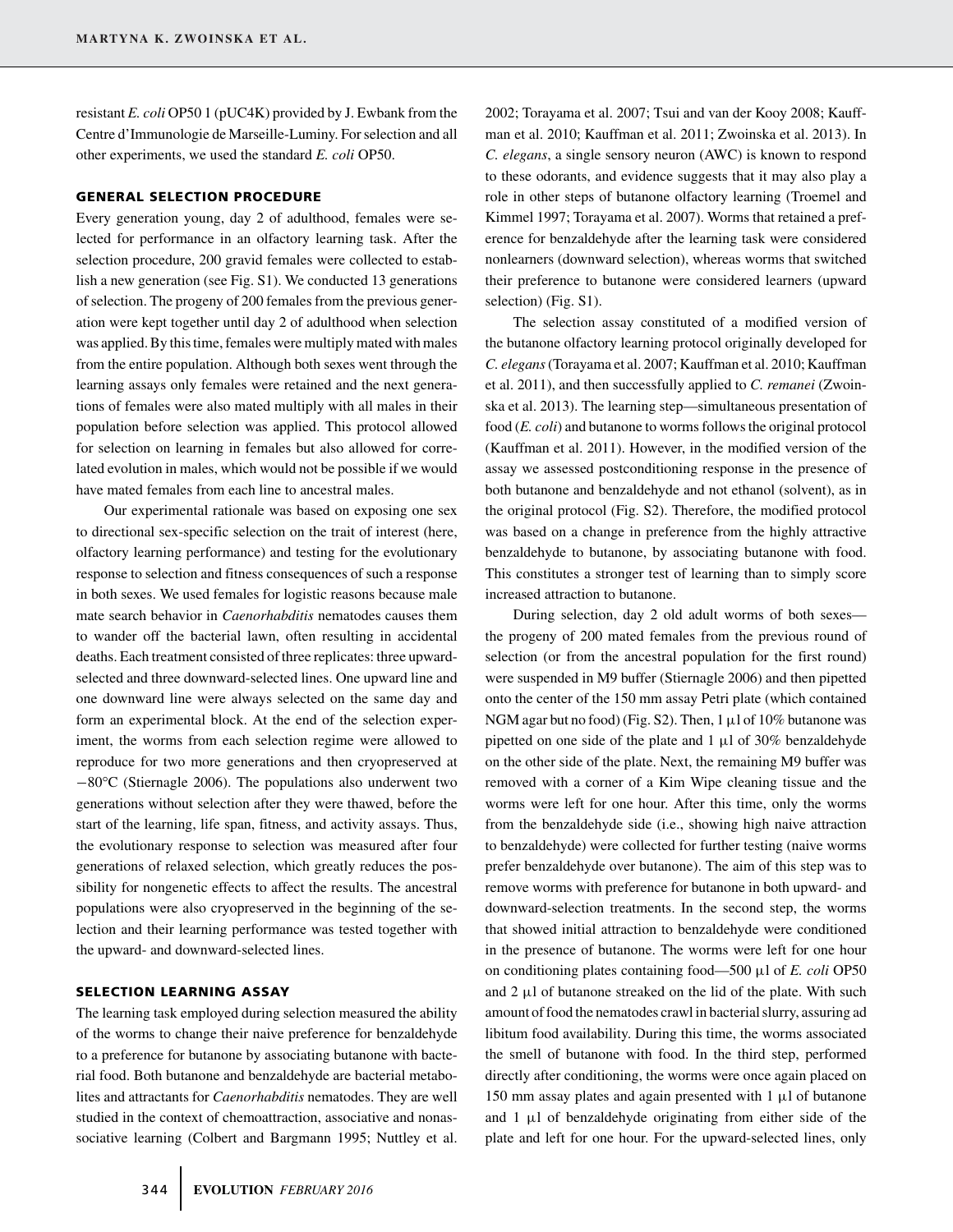resistant *E. coli* OP50 1 (pUC4K) provided by J. Ewbank from the Centre d'Immunologie de Marseille-Luminy. For selection and all other experiments, we used the standard *E. coli* OP50.

### GENERAL SELECTION PROCEDURE

Every generation young, day 2 of adulthood, females were selected for performance in an olfactory learning task. After the selection procedure, 200 gravid females were collected to establish a new generation (see Fig. S1). We conducted 13 generations of selection. The progeny of 200 females from the previous generation were kept together until day 2 of adulthood when selection was applied. By this time, females were multiply mated with males from the entire population. Although both sexes went through the learning assays only females were retained and the next generations of females were also mated multiply with all males in their population before selection was applied. This protocol allowed for selection on learning in females but also allowed for correlated evolution in males, which would not be possible if we would have mated females from each line to ancestral males.

Our experimental rationale was based on exposing one sex to directional sex-specific selection on the trait of interest (here, olfactory learning performance) and testing for the evolutionary response to selection and fitness consequences of such a response in both sexes. We used females for logistic reasons because male mate search behavior in *Caenorhabditis* nematodes causes them to wander off the bacterial lawn, often resulting in accidental deaths. Each treatment consisted of three replicates: three upward-selected and three downward-selected lines. One upward line and one downward line were always selected on the same day and form an experimental block. At the end of the selection experiment, the worms from each selection regime were allowed to reproduce for two more generations and then cryopreserved at −80°C (Stiernagle 2006). The populations also underwent two generations without selection after they were thawed, before the start of the learning, life span, fitness, and activity assays. Thus, the evolutionary response to selection was measured after four generations of relaxed selection, which greatly reduces the possibility for nongenetic effects to affect the results. The ancestral populations were also cryopreserved in the beginning of the selection and their learning performance was tested together with the upward- and downward-selected lines.

### SELECTION LEARNING ASSAY

The learning task employed during selection measured the ability of the worms to change their naive preference for benzaldehyde to a preference for butanone by associating butanone with bacterial food. Both butanone and benzaldehyde are bacterial metabolites and attractants for *Caenorhabditis* nematodes. They are well studied in the context of chemoattraction, associative and nonassociative learning (Colbert and Bargmann 1995; Nuttley et al. 2002; Torayama et al. 2007; Tsui and van der Kooy 2008; Kauffman et al. 2010; Kauffman et al. 2011; Zwoinska et al. 2013). In *C. elegans*, a single sensory neuron (AWC) is known to respond to these odorants, and evidence suggests that it may also play a role in other steps of butanone olfactory learning (Troemel and Kimmel 1997; Torayama et al. 2007). Worms that retained a preference for benzaldehyde after the learning task were considered nonlearners (downward selection), whereas worms that switched their preference to butanone were considered learners (upward selection) (Fig. S1).

The selection assay constituted of a modified version of the butanone olfactory learning protocol originally developed for *C. elegans* (Torayama et al. 2007; Kauffman et al. 2010; Kauffman et al. 2011), and then successfully applied to *C. remanei* (Zwoinska et al. 2013). The learning step—simultaneous presentation of food (*E. coli*) and butanone to worms follows the original protocol (Kauffman et al. 2011). However, in the modified version of the assay we assessed postconditioning response in the presence of both butanone and benzaldehyde and not ethanol (solvent), as in the original protocol (Fig. S2). Therefore, the modified protocol was based on a change in preference from the highly attractive benzaldehyde to butanone, by associating butanone with food. This constitutes a stronger test of learning than to simply score increased attraction to butanone.

During selection, day 2 old adult worms of both sexes—the progeny of 200 mated females from the previous round of selection (or from the ancestral population for the first round) were suspended in M9 buffer (Stiernagle 2006) and then pipetted onto the center of the 150 mm assay Petri plate (which contained NGM agar but no food) (Fig. S2). Then, 1 μl of 10% butanone was pipetted on one side of the plate and 1 μl of 30% benzaldehyde on the other side of the plate. Next, the remaining M9 buffer was removed with a corner of a Kim Wipe cleaning tissue and the worms were left for one hour. After this time, only the worms from the benzaldehyde side (i.e., showing high naive attraction to benzaldehyde) were collected for further testing (naive worms prefer benzaldehyde over butanone). The aim of this step was to remove worms with preference for butanone in both upward- and downward-selection treatments. In the second step, the worms that showed initial attraction to benzaldehyde were conditioned in the presence of butanone. The worms were left for one hour on conditioning plates containing food—500 μl of *E. coli* OP50 and 2 μl of butanone streaked on the lid of the plate. With such amount of food the nematodes crawl in bacterial slurry, assuring ad libitum food availability. During this time, the worms associated the smell of butanone with food. In the third step, performed directly after conditioning, the worms were once again placed on 150 mm assay plates and again presented with 1 μl of butanone and 1 μl of benzaldehyde originating from either side of the plate and left for one hour. For the upward-selected lines, only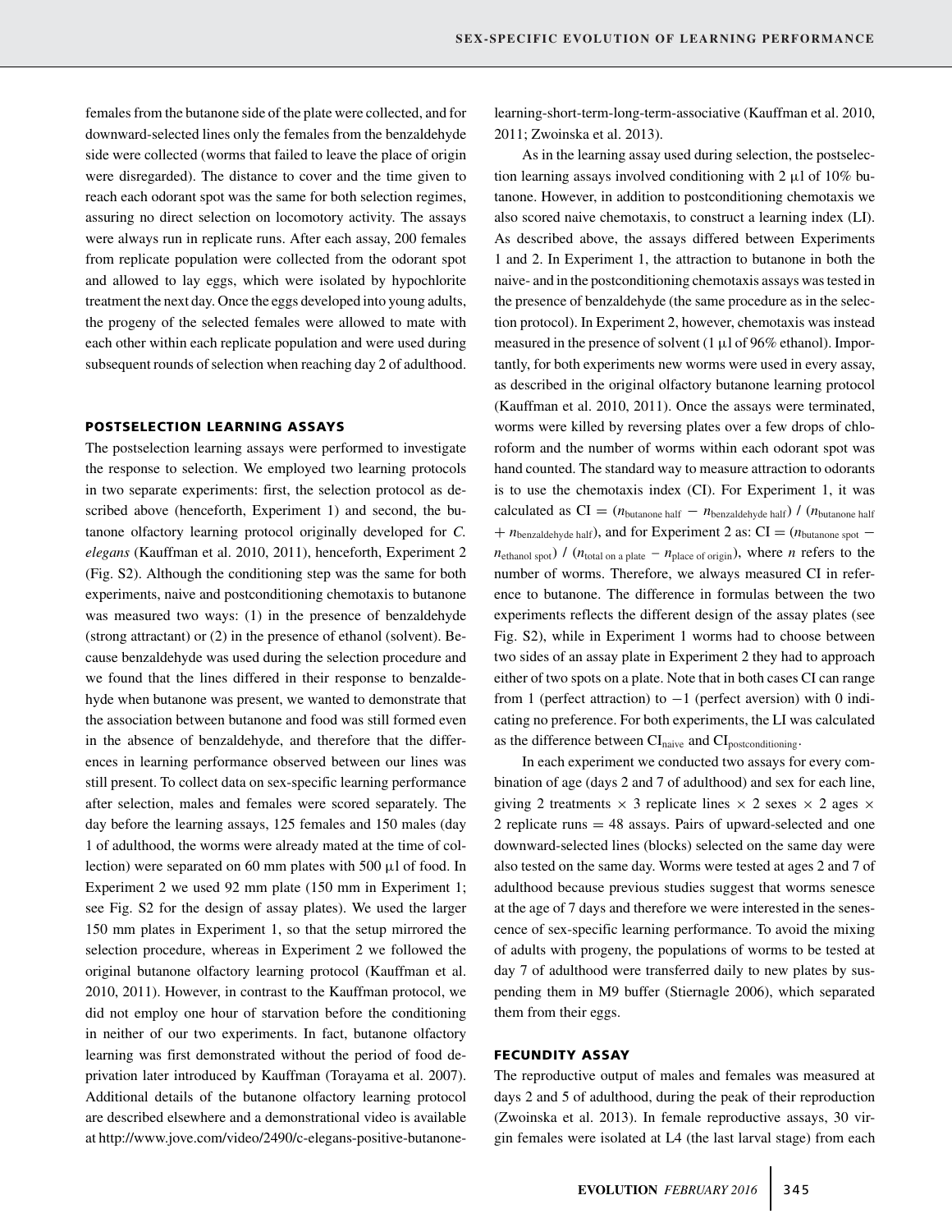females from the butanone side of the plate were collected, and for downward-selected lines only the females from the benzaldehyde side were collected (worms that failed to leave the place of origin were disregarded). The distance to cover and the time given to reach each odorant spot was the same for both selection regimes, assuring no direct selection on locomotory activity. The assays were always run in replicate runs. After each assay, 200 females from replicate population were collected from the odorant spot and allowed to lay eggs, which were isolated by hypochlorite treatment the next day. Once the eggs developed into young adults, the progeny of the selected females were allowed to mate with each other within each replicate population and were used during subsequent rounds of selection when reaching day 2 of adulthood.

### POSTSELECTION LEARNING ASSAYS

The postselection learning assays were performed to investigate the response to selection. We employed two learning protocols in two separate experiments: first, the selection protocol as described above (henceforth, Experiment 1) and second, the butanone olfactory learning protocol originally developed for *C. elegans* (Kauffman et al. 2010, 2011), henceforth, Experiment 2 (Fig. S2). Although the conditioning step was the same for both experiments, naive and postconditioning chemotaxis to butanone was measured two ways: (1) in the presence of benzaldehyde (strong attractant) or (2) in the presence of ethanol (solvent). Because benzaldehyde was used during the selection procedure and we found that the lines differed in their response to benzaldehyde when butanone was present, we wanted to demonstrate that the association between butanone and food was still formed even in the absence of benzaldehyde, and therefore that the differences in learning performance observed between our lines was still present. To collect data on sex-specific learning performance after selection, males and females were scored separately. The day before the learning assays, 125 females and 150 males (day 1 of adulthood, the worms were already mated at the time of collection) were separated on 60 mm plates with 500 μl of food. In Experiment 2 we used 92 mm plate (150 mm in Experiment 1; see Fig. S2 for the design of assay plates). We used the larger 150 mm plates in Experiment 1, so that the setup mirrored the selection procedure, whereas in Experiment 2 we followed the original butanone olfactory learning protocol (Kauffman et al. 2010, 2011). However, in contrast to the Kauffman protocol, we did not employ one hour of starvation before the conditioning in neither of our two experiments. In fact, butanone olfactory learning was first demonstrated without the period of food deprivation later introduced by Kauffman (Torayama et al. 2007). Additional details of the butanone olfactory learning protocol are described elsewhere and a demonstrational video is available at http://www.jove.com/video/2490/c-elegans-positive-butanone-learning-short-term-long-term-associative (Kauffman et al. 2010, 2011; Zwoinska et al. 2013).

As in the learning assay used during selection, the postselection learning assays involved conditioning with 2 μl of 10% butanone. However, in addition to postconditioning chemotaxis we also scored naive chemotaxis, to construct a learning index (LI). As described above, the assays differed between Experiments 1 and 2. In Experiment 1, the attraction to butanone in both the naive- and in the postconditioning chemotaxis assays was tested in the presence of benzaldehyde (the same procedure as in the selection protocol). In Experiment 2, however, chemotaxis was instead measured in the presence of solvent (1 μl of 96% ethanol). Importantly, for both experiments new worms were used in every assay, as described in the original olfactory butanone learning protocol (Kauffman et al. 2010, 2011). Once the assays were terminated, worms were killed by reversing plates over a few drops of chloroform and the number of worms within each odorant spot was hand counted. The standard way to measure attraction to odorants is to use the chemotaxis index (CI). For Experiment 1, it was calculated as $\mathrm{CI} = (n_{\text{butanone half}} - n_{\text{benzaldehyde half}}) / (n_{\text{butanone half}} + n_{\text{benzaldehyde half}})$, and for Experiment 2 as: $\mathrm{CI} = (n_{\text{butanone spot}} - n_{\text{ethanol spot}}) / (n_{\text{total on a plate}} - n_{\text{place of origin}})$, where $n$ refers to the number of worms. Therefore, we always measured CI in reference to butanone. The difference in formulas between the two experiments reflects the different design of the assay plates (see Fig. S2), while in Experiment 1 worms had to choose between two sides of an assay plate in Experiment 2 they had to approach either of two spots on a plate. Note that in both cases CI can range from 1 (perfect attraction) to −1 (perfect aversion) with 0 indicating no preference. For both experiments, the LI was calculated as the difference between $\mathrm{CI}_{\text{naive}}$ and $\mathrm{CI}_{\text{postconditioning}}$.

In each experiment we conducted two assays for every combination of age (days 2 and 7 of adulthood) and sex for each line, giving 2 treatments × 3 replicate lines × 2 sexes × 2 ages × 2 replicate runs = 48 assays. Pairs of upward-selected and one downward-selected lines (blocks) selected on the same day were also tested on the same day. Worms were tested at ages 2 and 7 of adulthood because previous studies suggest that worms senesce at the age of 7 days and therefore we were interested in the senescence of sex-specific learning performance. To avoid the mixing of adults with progeny, the populations of worms to be tested at day 7 of adulthood were transferred daily to new plates by suspending them in M9 buffer (Stiernagle 2006), which separated them from their eggs.

### FECUNDITY ASSAY

The reproductive output of males and females was measured at days 2 and 5 of adulthood, during the peak of their reproduction (Zwoinska et al. 2013). In female reproductive assays, 30 virgin females were isolated at L4 (the last larval stage) from each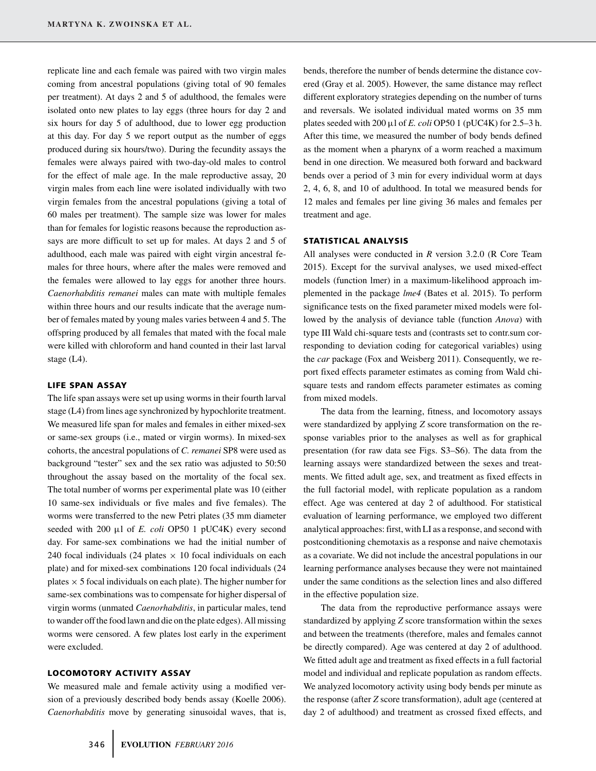replicate line and each female was paired with two virgin males coming from ancestral populations (giving total of 90 females per treatment). At days 2 and 5 of adulthood, the females were isolated onto new plates to lay eggs (three hours for day 2 and six hours for day 5 of adulthood, due to lower egg production at this day. For day 5 we report output as the number of eggs produced during six hours/two). During the fecundity assays the females were always paired with two-day-old males to control for the effect of male age. In the male reproductive assay, 20 virgin males from each line were isolated individually with two virgin females from the ancestral populations (giving a total of 60 males per treatment). The sample size was lower for males than for females for logistic reasons because the reproduction assays are more difficult to set up for males. At days 2 and 5 of adulthood, each male was paired with eight virgin ancestral females for three hours, where after the males were removed and the females were allowed to lay eggs for another three hours. *Caenorhabditis remanei* males can mate with multiple females within three hours and our results indicate that the average number of females mated by young males varies between 4 and 5. The offspring produced by all females that mated with the focal male were killed with chloroform and hand counted in their last larval stage (L4).

### LIFE SPAN ASSAY

The life span assays were set up using worms in their fourth larval stage (L4) from lines age synchronized by hypochlorite treatment. We measured life span for males and females in either mixed-sex or same-sex groups (i.e., mated or virgin worms). In mixed-sex cohorts, the ancestral populations of *C. remanei* SP8 were used as background "tester" sex and the sex ratio was adjusted to 50:50 throughout the assay based on the mortality of the focal sex. The total number of worms per experimental plate was 10 (either 10 same-sex individuals or five males and five females). The worms were transferred to the new Petri plates (35 mm diameter seeded with 200 μl of *E. coli* OP50 1 pUC4K) every second day. For same-sex combinations we had the initial number of 240 focal individuals (24 plates × 10 focal individuals on each plate) and for mixed-sex combinations 120 focal individuals (24 plates × 5 focal individuals on each plate). The higher number for same-sex combinations was to compensate for higher dispersal of virgin worms (unmated *Caenorhabditis*, in particular males, tend to wander off the food lawn and die on the plate edges). All missing worms were censored. A few plates lost early in the experiment were excluded.

### LOCOMOTORY ACTIVITY ASSAY

We measured male and female activity using a modified version of a previously described body bends assay (Koelle 2006). *Caenorhabditis* move by generating sinusoidal waves, that is, bends, therefore the number of bends determine the distance covered (Gray et al. 2005). However, the same distance may reflect different exploratory strategies depending on the number of turns and reversals. We isolated individual mated worms on 35 mm plates seeded with 200 μl of *E. coli* OP50 1 (pUC4K) for 2.5–3 h. After this time, we measured the number of body bends defined as the moment when a pharynx of a worm reached a maximum bend in one direction. We measured both forward and backward bends over a period of 3 min for every individual worm at days 2, 4, 6, 8, and 10 of adulthood. In total we measured bends for 12 males and females per line giving 36 males and females per treatment and age.

### STATISTICAL ANALYSIS

All analyses were conducted in *R* version 3.2.0 (R Core Team 2015). Except for the survival analyses, we used mixed-effect models (function lmer) in a maximum-likelihood approach implemented in the package *lme4* (Bates et al. 2015). To perform significance tests on the fixed parameter mixed models were followed by the analysis of deviance table (function *Anova*) with type III Wald chi-square tests and (contrasts set to contr.sum corresponding to deviation coding for categorical variables) using the *car* package (Fox and Weisberg 2011). Consequently, we report fixed effects parameter estimates as coming from Wald chi-square tests and random effects parameter estimates as coming from mixed models.

The data from the learning, fitness, and locomotory assays were standardized by applying *Z* score transformation on the response variables prior to the analyses as well as for graphical presentation (for raw data see Figs. S3–S6). The data from the learning assays were standardized between the sexes and treatments. We fitted adult age, sex, and treatment as fixed effects in the full factorial model, with replicate population as a random effect. Age was centered at day 2 of adulthood. For statistical evaluation of learning performance, we employed two different analytical approaches: first, with LI as a response, and second with postconditioning chemotaxis as a response and naive chemotaxis as a covariate. We did not include the ancestral populations in our learning performance analyses because they were not maintained under the same conditions as the selection lines and also differed in the effective population size.

The data from the reproductive performance assays were standardized by applying *Z* score transformation within the sexes and between the treatments (therefore, males and females cannot be directly compared). Age was centered at day 2 of adulthood. We fitted adult age and treatment as fixed effects in a full factorial model and individual and replicate population as random effects. We analyzed locomotory activity using body bends per minute as the response (after *Z* score transformation), adult age (centered at day 2 of adulthood) and treatment as crossed fixed effects, and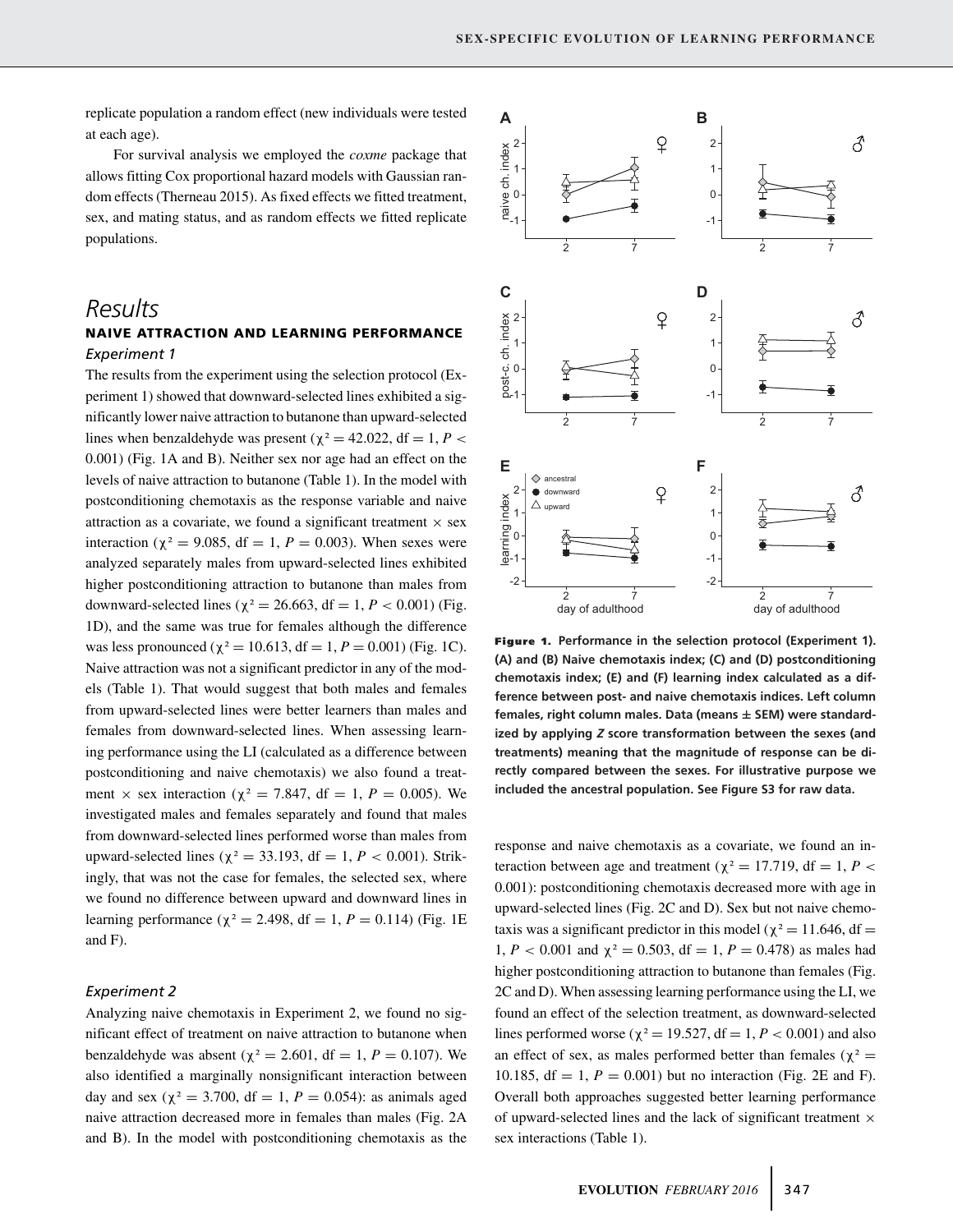replicate population a random effect (new individuals were tested at each age).

For survival analysis we employed the *coxme* package that allows fitting Cox proportional hazard models with Gaussian random effects (Therneau 2015). As fixed effects we fitted treatment, sex, and mating status, and as random effects we fitted replicate populations.

# Results

## NAIVE ATTRACTION AND LEARNING PERFORMANCE

### *Experiment 1*

The results from the experiment using the selection protocol (Experiment 1) showed that downward-selected lines exhibited a significantly lower naive attraction to butanone than upward-selected lines when benzaldehyde was present ($\chi^2 = 42.022$, df = 1, $P < 0.001$) (Fig. 1A and B). Neither sex nor age had an effect on the levels of naive attraction to butanone (Table 1). In the model with postconditioning chemotaxis as the response variable and naive attraction as a covariate, we found a significant treatment × sex interaction ($\chi^2 = 9.085$, df = 1, $P = 0.003$). When sexes were analyzed separately males from upward-selected lines exhibited higher postconditioning attraction to butanone than males from downward-selected lines ($\chi^2 = 26.663$, df = 1, $P < 0.001$) (Fig. 1D), and the same was true for females although the difference was less pronounced ($\chi^2 = 10.613$, df = 1, $P = 0.001$) (Fig. 1C). Naive attraction was not a significant predictor in any of the models (Table 1). That would suggest that both males and females from upward-selected lines were better learners than males and females from downward-selected lines. When assessing learning performance using the LI (calculated as a difference between postconditioning and naive chemotaxis) we also found a treatment × sex interaction ($\chi^2 = 7.847$, df = 1, $P = 0.005$). We investigated males and females separately and found that males from downward-selected lines performed worse than males from upward-selected lines ($\chi^2 = 33.193$, df = 1, $P < 0.001$). Strikingly, that was not the case for females, the selected sex, where we found no difference between upward and downward lines in learning performance ($\chi^2 = 2.498$, df = 1, $P = 0.114$) (Fig. 1E and F).

**Figure 1.** Performance in the selection protocol (Experiment 1). (A) and (B) Naive chemotaxis index; (C) and (D) postconditioning chemotaxis index; (E) and (F) learning index calculated as a difference between post- and naive chemotaxis indices. Left column females, right column males. Data (means ± SEM) were standardized by applying *Z* score transformation between the sexes (and treatments) meaning that the magnitude of response can be directly compared between the sexes. For illustrative purpose we included the ancestral population. See Figure S3 for raw data.

### *Experiment 2*

Analyzing naive chemotaxis in Experiment 2, we found no significant effect of treatment on naive attraction to butanone when benzaldehyde was absent ($\chi^2 = 2.601$, df = 1, $P = 0.107$). We also identified a marginally nonsignificant interaction between day and sex ($\chi^2 = 3.700$, df = 1, $P = 0.054$): as animals aged naive attraction decreased more in females than males (Fig. 2A and B). In the model with postconditioning chemotaxis as the response and naive chemotaxis as a covariate, we found an interaction between age and treatment ($\chi^2 = 17.719$, df = 1, $P < 0.001$): postconditioning chemotaxis decreased more with age in upward-selected lines (Fig. 2C and D). Sex but not naive chemotaxis was a significant predictor in this model ($\chi^2 = 11.646$, df = 1, $P < 0.001$ and $\chi^2 = 0.503$, df = 1, $P = 0.478$) as males had higher postconditioning attraction to butanone than females (Fig. 2C and D). When assessing learning performance using the LI, we found an effect of the selection treatment, as downward-selected lines performed worse ($\chi^2 = 19.527$, df = 1, $P < 0.001$) and also an effect of sex, as males performed better than females ($\chi^2 = 10.185$, df = 1, $P = 0.001$) but no interaction (Fig. 2E and F). Overall both approaches suggested better learning performance of upward-selected lines and the lack of significant treatment × sex interactions (Table 1).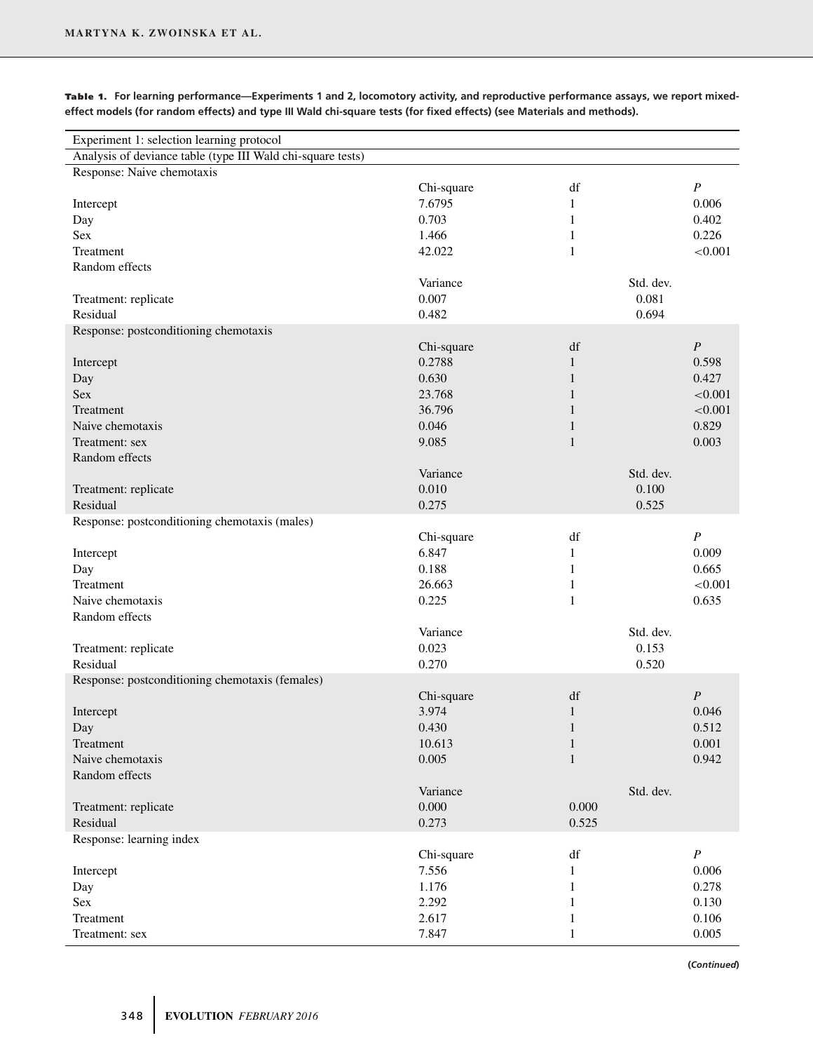**Table 1.** For learning performance—Experiments 1 and 2, locomotory activity, and reproductive performance assays, we report mixed-effect models (for random effects) and type III Wald chi-square tests (for fixed effects) (see Materials and methods).

| Experiment 1: selection learning protocol | | | |
|---|---|---|---|
| Analysis of deviance table (type III Wald chi-square tests) | | | |
| Response: Naive chemotaxis | | | |
| | Chi-square | df | *P* |
| Intercept | 7.6795 | 1 | 0.006 |
| Day | 0.703 | 1 | 0.402 |
| Sex | 1.466 | 1 | 0.226 |
| Treatment | 42.022 | 1 | <0.001 |
| Random effects | | | |
| | Variance | Std. dev. | |
| Treatment: replicate | 0.007 | 0.081 | |
| Residual | 0.482 | 0.694 | |
| Response: postconditioning chemotaxis | | | |
| | Chi-square | df | *P* |
| Intercept | 0.2788 | 1 | 0.598 |
| Day | 0.630 | 1 | 0.427 |
| Sex | 23.768 | 1 | <0.001 |
| Treatment | 36.796 | 1 | <0.001 |
| Naive chemotaxis | 0.046 | 1 | 0.829 |
| Treatment: sex | 9.085 | 1 | 0.003 |
| Random effects | | | |
| | Variance | Std. dev. | |
| Treatment: replicate | 0.010 | 0.100 | |
| Residual | 0.275 | 0.525 | |
| Response: postconditioning chemotaxis (males) | | | |
| | Chi-square | df | *P* |
| Intercept | 6.847 | 1 | 0.009 |
| Day | 0.188 | 1 | 0.665 |
| Treatment | 26.663 | 1 | <0.001 |
| Naive chemotaxis | 0.225 | 1 | 0.635 |
| Random effects | | | |
| | Variance | Std. dev. | |
| Treatment: replicate | 0.023 | 0.153 | |
| Residual | 0.270 | 0.520 | |
| Response: postconditioning chemotaxis (females) | | | |
| | Chi-square | df | *P* |
| Intercept | 3.974 | 1 | 0.046 |
| Day | 0.430 | 1 | 0.512 |
| Treatment | 10.613 | 1 | 0.001 |
| Naive chemotaxis | 0.005 | 1 | 0.942 |
| Random effects | | | |
| | Variance | Std. dev. | |
| Treatment: replicate | 0.000 | 0.000 | |
| Residual | 0.273 | 0.525 | |
| Response: learning index | | | |
| | Chi-square | df | *P* |
| Intercept | 7.556 | 1 | 0.006 |
| Day | 1.176 | 1 | 0.278 |
| Sex | 2.292 | 1 | 0.130 |
| Treatment | 2.617 | 1 | 0.106 |
| Treatment: sex | 7.847 | 1 | 0.005 |

(*Continued*)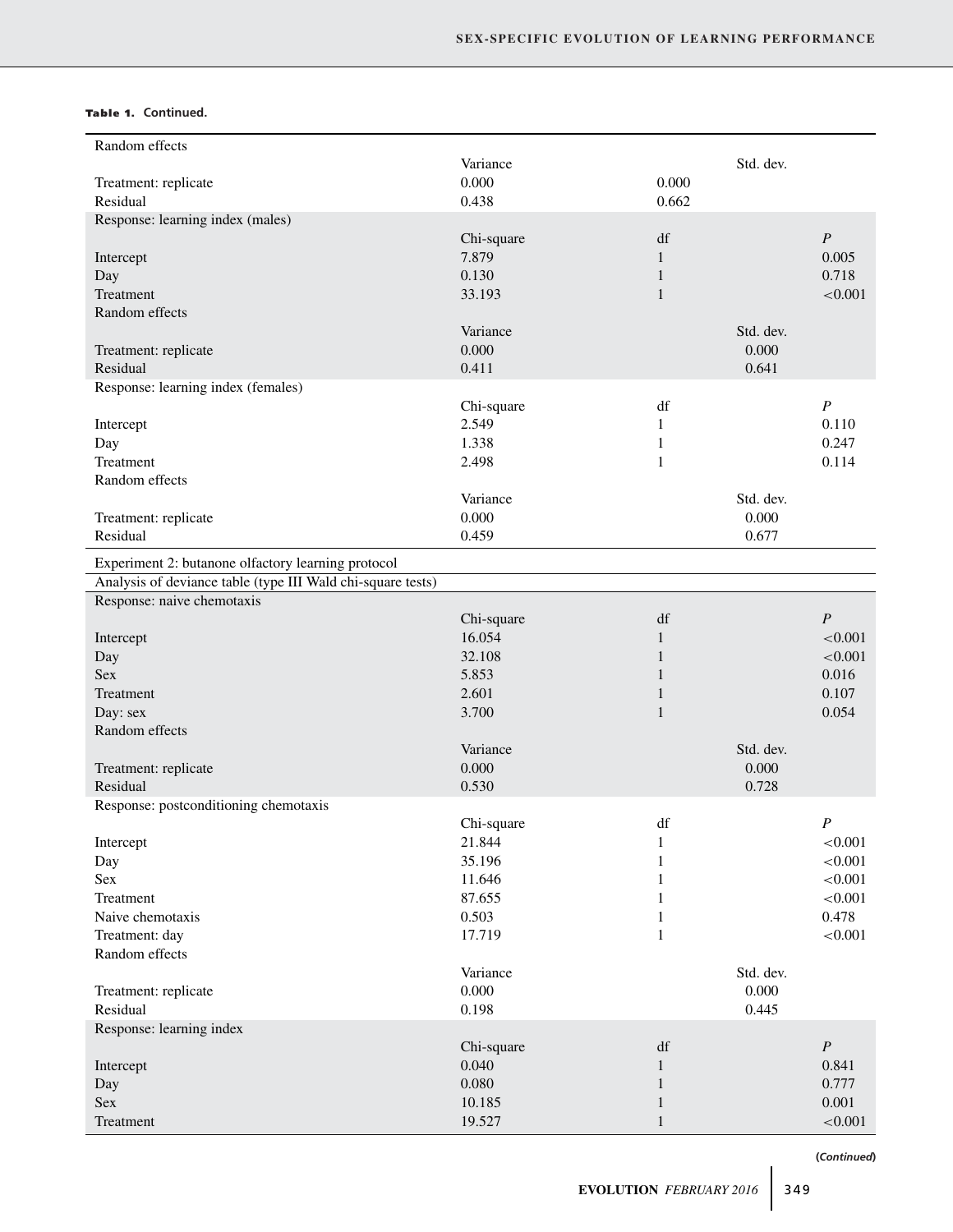**Table 1.** Continued.

| | | | |
|---|---|---|---|
| Random effects | | | |
| | Variance | Std. dev. | |
| Treatment: replicate | 0.000 | 0.000 | |
| Residual | 0.438 | 0.662 | |
| Response: learning index (males) | | | |
| | Chi-square | df | *P* |
| Intercept | 7.879 | 1 | 0.005 |
| Day | 0.130 | 1 | 0.718 |
| Treatment | 33.193 | 1 | <0.001 |
| Random effects | | | |
| | Variance | Std. dev. | |
| Treatment: replicate | 0.000 | 0.000 | |
| Residual | 0.411 | 0.641 | |
| Response: learning index (females) | | | |
| | Chi-square | df | *P* |
| Intercept | 2.549 | 1 | 0.110 |
| Day | 1.338 | 1 | 0.247 |
| Treatment | 2.498 | 1 | 0.114 |
| Random effects | | | |
| | Variance | Std. dev. | |
| Treatment: replicate | 0.000 | 0.000 | |
| Residual | 0.459 | 0.677 | |
| Experiment 2: butanone olfactory learning protocol | | | |
| Analysis of deviance table (type III Wald chi-square tests) | | | |
| Response: naive chemotaxis | | | |
| | Chi-square | df | *P* |
| Intercept | 16.054 | 1 | <0.001 |
| Day | 32.108 | 1 | <0.001 |
| Sex | 5.853 | 1 | 0.016 |
| Treatment | 2.601 | 1 | 0.107 |
| Day: sex | 3.700 | 1 | 0.054 |
| Random effects | | | |
| | Variance | Std. dev. | |
| Treatment: replicate | 0.000 | 0.000 | |
| Residual | 0.530 | 0.728 | |
| Response: postconditioning chemotaxis | | | |
| | Chi-square | df | *P* |
| Intercept | 21.844 | 1 | <0.001 |
| Day | 35.196 | 1 | <0.001 |
| Sex | 11.646 | 1 | <0.001 |
| Treatment | 87.655 | 1 | <0.001 |
| Naive chemotaxis | 0.503 | 1 | 0.478 |
| Treatment: day | 17.719 | 1 | <0.001 |
| Random effects | | | |
| | Variance | Std. dev. | |
| Treatment: replicate | 0.000 | 0.000 | |
| Residual | 0.198 | 0.445 | |
| Response: learning index | | | |
| | Chi-square | df | *P* |
| Intercept | 0.040 | 1 | 0.841 |
| Day | 0.080 | 1 | 0.777 |
| Sex | 10.185 | 1 | 0.001 |
| Treatment | 19.527 | 1 | <0.001 |

*(Continued)*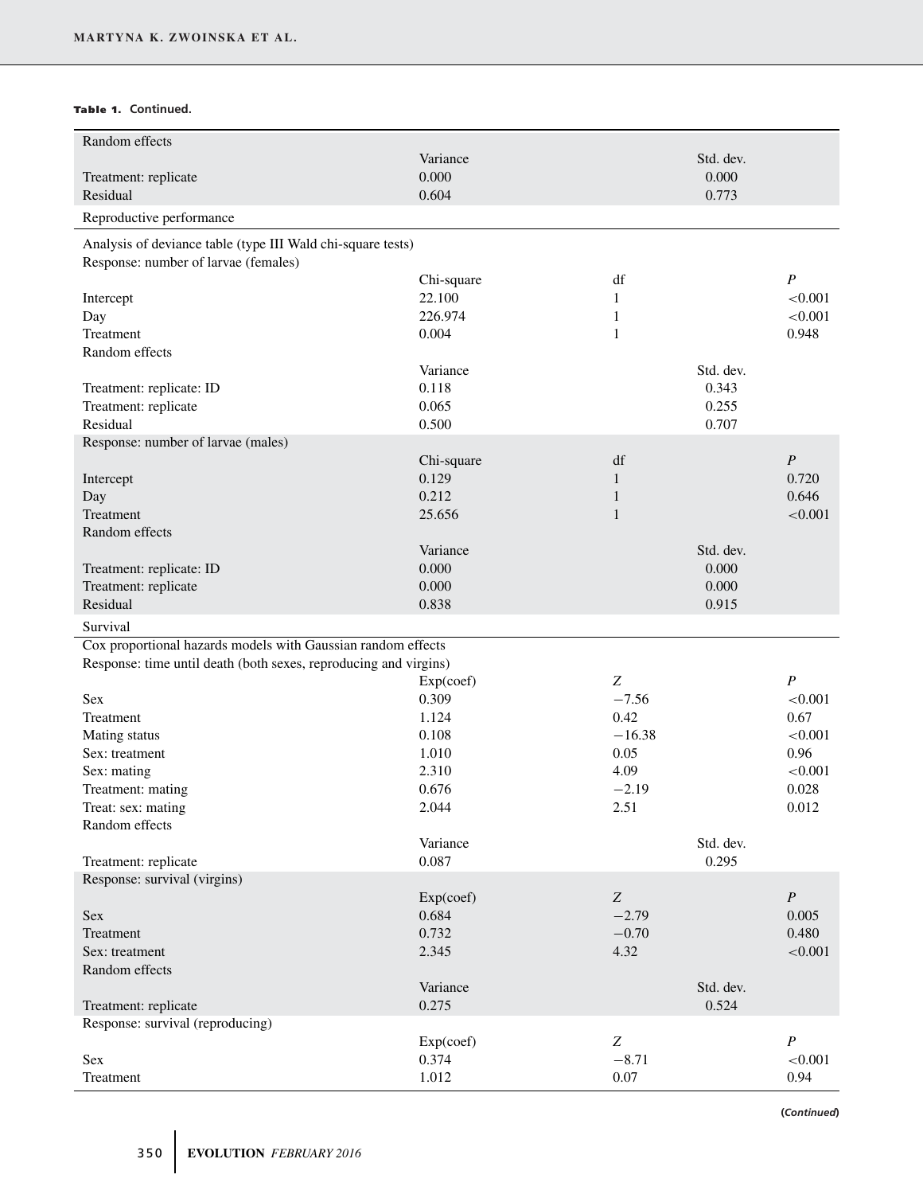**Table 1.** Continued.

| Random effects | | | |
|---|---|---|---|
| | Variance | Std. dev. | |
| Treatment: replicate | 0.000 | 0.000 | |
| Residual | 0.604 | 0.773 | |
| Reproductive performance | | | |
| Analysis of deviance table (type III Wald chi-square tests) | | | |
| Response: number of larvae (females) | | | |
| | Chi-square | df | $P$ |
| Intercept | 22.100 | 1 | <0.001 |
| Day | 226.974 | 1 | <0.001 |
| Treatment | 0.004 | 1 | 0.948 |
| Random effects | | | |
| | Variance | Std. dev. | |
| Treatment: replicate: ID | 0.118 | 0.343 | |
| Treatment: replicate | 0.065 | 0.255 | |
| Residual | 0.500 | 0.707 | |
| Response: number of larvae (males) | | | |
| | Chi-square | df | $P$ |
| Intercept | 0.129 | 1 | 0.720 |
| Day | 0.212 | 1 | 0.646 |
| Treatment | 25.656 | 1 | <0.001 |
| Random effects | | | |
| | Variance | Std. dev. | |
| Treatment: replicate: ID | 0.000 | 0.000 | |
| Treatment: replicate | 0.000 | 0.000 | |
| Residual | 0.838 | 0.915 | |
| Survival | | | |
| Cox proportional hazards models with Gaussian random effects | | | |
| Response: time until death (both sexes, reproducing and virgins) | | | |
| | Exp(coef) | $Z$ | $P$ |
| Sex | 0.309 | −7.56 | <0.001 |
| Treatment | 1.124 | 0.42 | 0.67 |
| Mating status | 0.108 | −16.38 | <0.001 |
| Sex: treatment | 1.010 | 0.05 | 0.96 |
| Sex: mating | 2.310 | 4.09 | <0.001 |
| Treatment: mating | 0.676 | −2.19 | 0.028 |
| Treat: sex: mating | 2.044 | 2.51 | 0.012 |
| Random effects | | | |
| | Variance | Std. dev. | |
| Treatment: replicate | 0.087 | 0.295 | |
| Response: survival (virgins) | | | |
| | Exp(coef) | $Z$ | $P$ |
| Sex | 0.684 | −2.79 | 0.005 |
| Treatment | 0.732 | −0.70 | 0.480 |
| Sex: treatment | 2.345 | 4.32 | <0.001 |
| Random effects | | | |
| | Variance | Std. dev. | |
| Treatment: replicate | 0.275 | 0.524 | |
| Response: survival (reproducing) | | | |
| | Exp(coef) | $Z$ | $P$ |
| Sex | 0.374 | −8.71 | <0.001 |
| Treatment | 1.012 | 0.07 | 0.94 |

(*Continued*)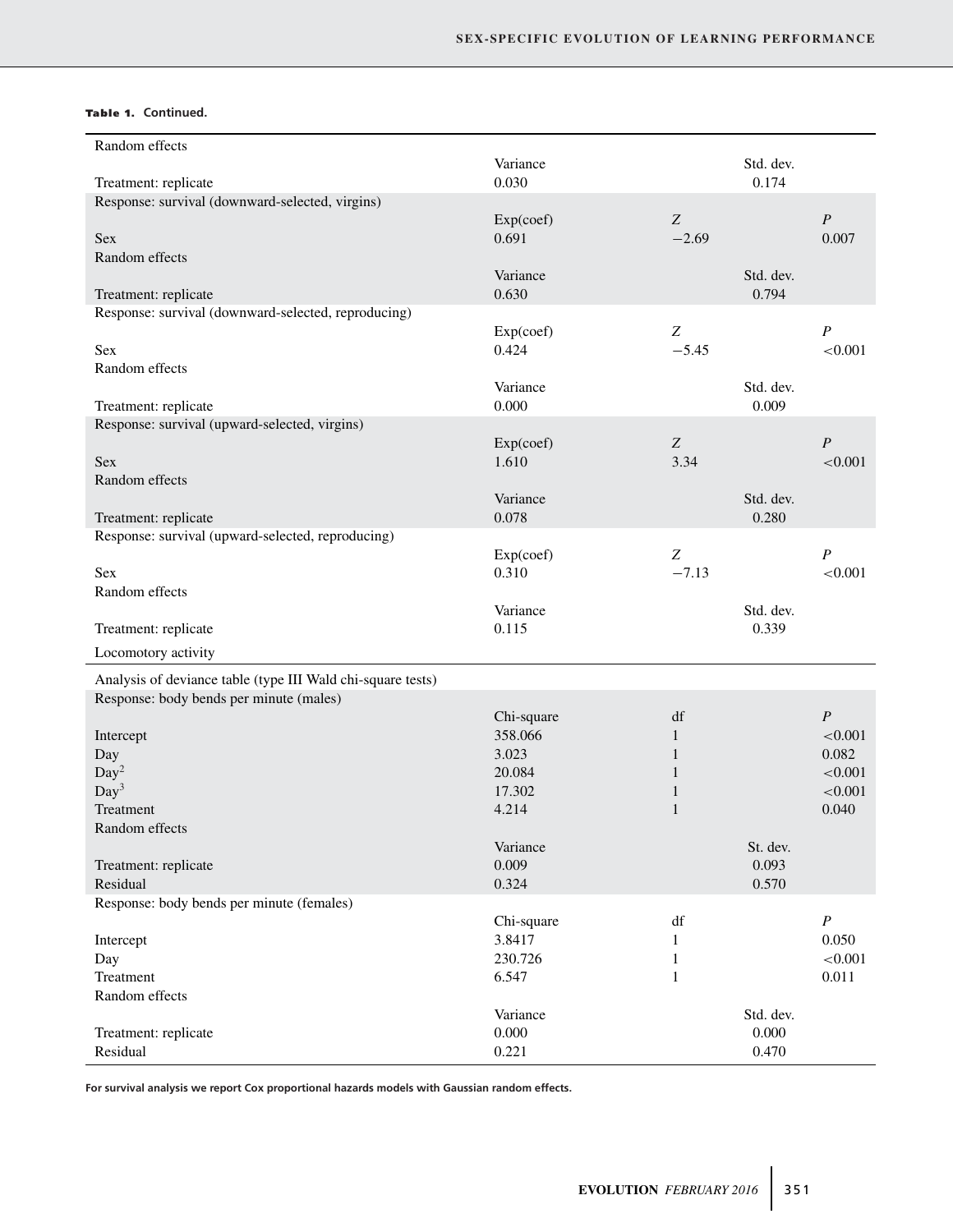**Table 1. Continued.**

| | | | |
|---|---|---|---|
| Random effects | | | |
| | Variance | | Std. dev. |
| Treatment: replicate | 0.030 | | 0.174 |
| Response: survival (downward-selected, virgins) | | | |
| | Exp(coef) | $Z$ | $P$ |
| Sex | 0.691 | −2.69 | 0.007 |
| Random effects | | | |
| | Variance | | Std. dev. |
| Treatment: replicate | 0.630 | | 0.794 |
| Response: survival (downward-selected, reproducing) | | | |
| | Exp(coef) | $Z$ | $P$ |
| Sex | 0.424 | −5.45 | <0.001 |
| Random effects | | | |
| | Variance | | Std. dev. |
| Treatment: replicate | 0.000 | | 0.009 |
| Response: survival (upward-selected, virgins) | | | |
| | Exp(coef) | $Z$ | $P$ |
| Sex | 1.610 | 3.34 | <0.001 |
| Random effects | | | |
| | Variance | | Std. dev. |
| Treatment: replicate | 0.078 | | 0.280 |
| Response: survival (upward-selected, reproducing) | | | |
| | Exp(coef) | $Z$ | $P$ |
| Sex | 0.310 | −7.13 | <0.001 |
| Random effects | | | |
| | Variance | | Std. dev. |
| Treatment: replicate | 0.115 | | 0.339 |
| Locomotory activity | | | |
| Analysis of deviance table (type III Wald chi-square tests) | | | |
| Response: body bends per minute (males) | | | |
| | Chi-square | df | $P$ |
| Intercept | 358.066 | 1 | <0.001 |
| Day | 3.023 | 1 | 0.082 |
| Day$^2$ | 20.084 | 1 | <0.001 |
| Day$^3$ | 17.302 | 1 | <0.001 |
| Treatment | 4.214 | 1 | 0.040 |
| Random effects | | | |
| | Variance | | St. dev. |
| Treatment: replicate | 0.009 | | 0.093 |
| Residual | 0.324 | | 0.570 |
| Response: body bends per minute (females) | | | |
| | Chi-square | df | $P$ |
| Intercept | 3.8417 | 1 | 0.050 |
| Day | 230.726 | 1 | <0.001 |
| Treatment | 6.547 | 1 | 0.011 |
| Random effects | | | |
| | Variance | | Std. dev. |
| Treatment: replicate | 0.000 | | 0.000 |
| Residual | 0.221 | | 0.470 |

**For survival analysis we report Cox proportional hazards models with Gaussian random effects.**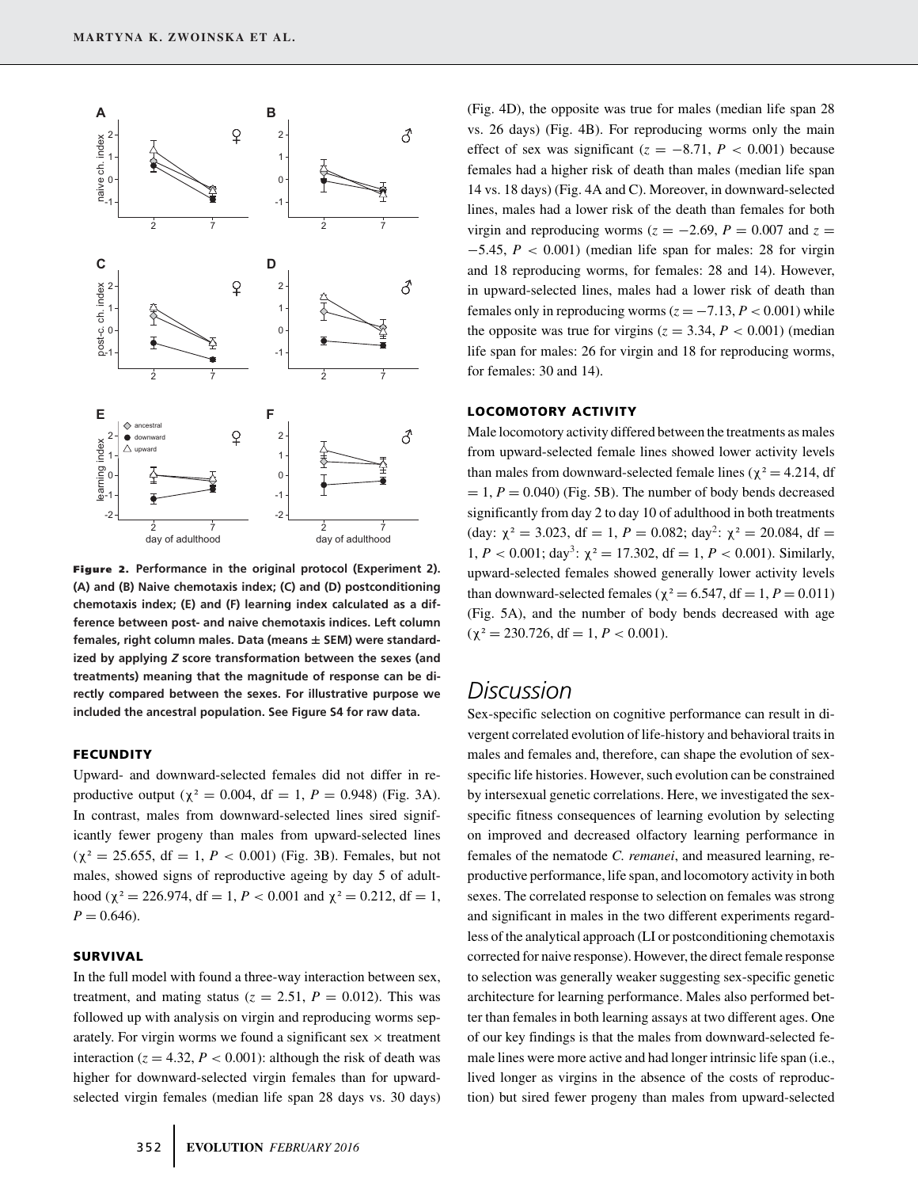**Figure 2.** **Performance in the original protocol (Experiment 2). (A) and (B) Naive chemotaxis index; (C) and (D) postconditioning chemotaxis index; (E) and (F) learning index calculated as a difference between post- and naive chemotaxis indices. Left column females, right column males. Data (means ± SEM) were standardized by applying *Z* score transformation between the sexes (and treatments) meaning that the magnitude of response can be directly compared between the sexes. For illustrative purpose we included the ancestral population. See Figure S4 for raw data.**

### FECUNDITY

Upward- and downward-selected females did not differ in reproductive output ($\chi^2 = 0.004$, df = 1, $P = 0.948$) (Fig. 3A). In contrast, males from downward-selected lines sired significantly fewer progeny than males from upward-selected lines ($\chi^2 = 25.655$, df = 1, $P < 0.001$) (Fig. 3B). Females, but not males, showed signs of reproductive ageing by day 5 of adulthood ($\chi^2 = 226.974$, df = 1, $P < 0.001$ and $\chi^2 = 0.212$, df = 1, $P = 0.646$).

### SURVIVAL

In the full model with found a three-way interaction between sex, treatment, and mating status ($z = 2.51$, $P = 0.012$). This was followed up with analysis on virgin and reproducing worms separately. For virgin worms we found a significant sex × treatment interaction ($z = 4.32$, $P < 0.001$): although the risk of death was higher for downward-selected virgin females than for upward-selected virgin females (median life span 28 days vs. 30 days) (Fig. 4D), the opposite was true for males (median life span 28 vs. 26 days) (Fig. 4B). For reproducing worms only the main effect of sex was significant ($z = -8.71$, $P < 0.001$) because females had a higher risk of death than males (median life span 14 vs. 18 days) (Fig. 4A and C). Moreover, in downward-selected lines, males had a lower risk of the death than females for both virgin and reproducing worms ($z = -2.69$, $P = 0.007$ and $z = -5.45$, $P < 0.001$) (median life span for males: 28 for virgin and 18 reproducing worms, for females: 28 and 14). However, in upward-selected lines, males had a lower risk of death than females only in reproducing worms ($z = -7.13$, $P < 0.001$) while the opposite was true for virgins ($z = 3.34$, $P < 0.001$) (median life span for males: 26 for virgin and 18 for reproducing worms, for females: 30 and 14).

### LOCOMOTORY ACTIVITY

Male locomotory activity differed between the treatments as males from upward-selected female lines showed lower activity levels than males from downward-selected female lines ($\chi^2 = 4.214$, df = 1, $P = 0.040$) (Fig. 5B). The number of body bends decreased significantly from day 2 to day 10 of adulthood in both treatments (day: $\chi^2 = 3.023$, df = 1, $P = 0.082$; day$^2$: $\chi^2 = 20.084$, df = 1, $P < 0.001$; day$^3$: $\chi^2 = 17.302$, df = 1, $P < 0.001$). Similarly, upward-selected females showed generally lower activity levels than downward-selected females ($\chi^2 = 6.547$, df = 1, $P = 0.011$) (Fig. 5A), and the number of body bends decreased with age ($\chi^2 = 230.726$, df = 1, $P < 0.001$).

## Discussion

Sex-specific selection on cognitive performance can result in divergent correlated evolution of life-history and behavioral traits in males and females and, therefore, can shape the evolution of sex-specific life histories. However, such evolution can be constrained by intersexual genetic correlations. Here, we investigated the sex-specific fitness consequences of learning evolution by selecting on improved and decreased olfactory learning performance in females of the nematode *C. remanei*, and measured learning, reproductive performance, life span, and locomotory activity in both sexes. The correlated response to selection on females was strong and significant in males in the two different experiments regardless of the analytical approach (LI or postconditioning chemotaxis corrected for naive response). However, the direct female response to selection was generally weaker suggesting sex-specific genetic architecture for learning performance. Males also performed better than females in both learning assays at two different ages. One of our key findings is that the males from downward-selected female lines were more active and had longer intrinsic life span (i.e., lived longer as virgins in the absence of the costs of reproduction) but sired fewer progeny than males from upward-selected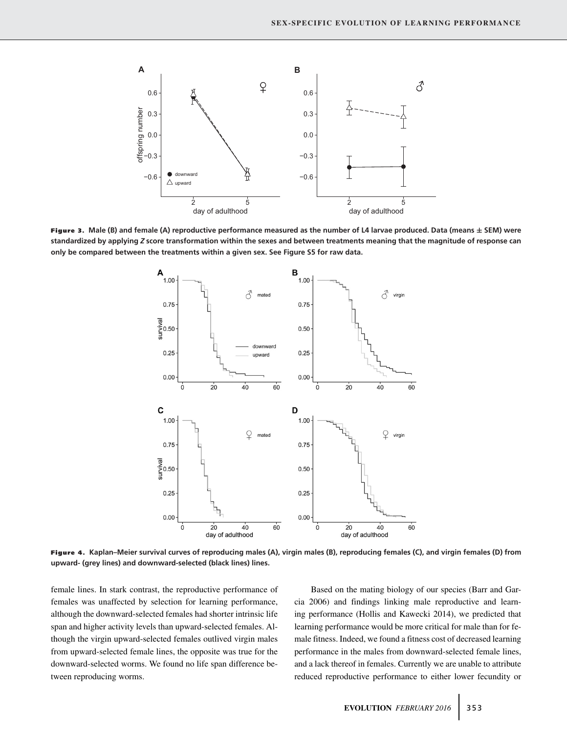**Figure 3.** Male (B) and female (A) reproductive performance measured as the number of L4 larvae produced. Data (means ± SEM) were standardized by applying *Z* score transformation within the sexes and between treatments meaning that the magnitude of response can only be compared between the treatments within a given sex. See Figure S5 for raw data.

**Figure 4.** Kaplan–Meier survival curves of reproducing males (A), virgin males (B), reproducing females (C), and virgin females (D) from upward- (grey lines) and downward-selected (black lines) lines.

female lines. In stark contrast, the reproductive performance of females was unaffected by selection for learning performance, although the downward-selected females had shorter intrinsic life span and higher activity levels than upward-selected females. Although the virgin upward-selected females outlived virgin males from upward-selected female lines, the opposite was true for the downward-selected worms. We found no life span difference between reproducing worms.

Based on the mating biology of our species (Barr and Garcia 2006) and findings linking male reproductive and learning performance (Hollis and Kawecki 2014), we predicted that learning performance would be more critical for male than for female fitness. Indeed, we found a fitness cost of decreased learning performance in the males from downward-selected female lines, and a lack thereof in females. Currently we are unable to attribute reduced reproductive performance to either lower fecundity or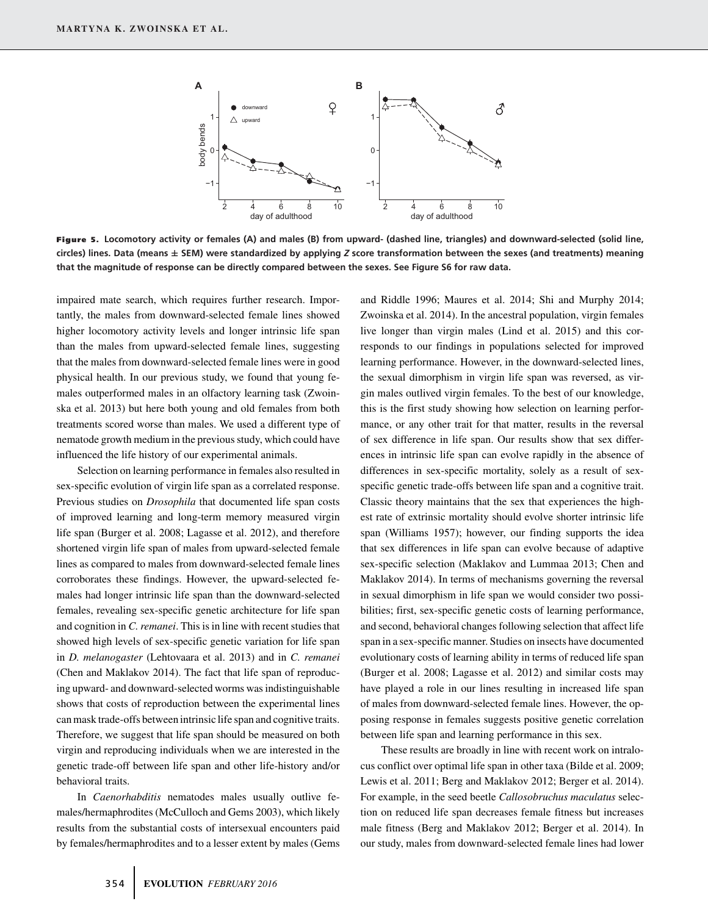A

downward

upward

♀

body bends

1

0

−1

2 4 6 8 10

day of adulthood

B

♂

1

0

−1

2 4 6 8 10

day of adulthood

**Figure 5.** **Locomotory activity or females (A) and males (B) from upward- (dashed line, triangles) and downward-selected (solid line, circles) lines. Data (means ± SEM) were standardized by applying *Z* score transformation between the sexes (and treatments) meaning that the magnitude of response can be directly compared between the sexes. See Figure S6 for raw data.**

impaired mate search, which requires further research. Importantly, the males from downward-selected female lines showed higher locomotory activity levels and longer intrinsic life span than the males from upward-selected female lines, suggesting that the males from downward-selected female lines were in good physical health. In our previous study, we found that young females outperformed males in an olfactory learning task (Zwoinska et al. 2013) but here both young and old females from both treatments scored worse than males. We used a different type of nematode growth medium in the previous study, which could have influenced the life history of our experimental animals.

Selection on learning performance in females also resulted in sex-specific evolution of virgin life span as a correlated response. Previous studies on *Drosophila* that documented life span costs of improved learning and long-term memory measured virgin life span (Burger et al. 2008; Lagasse et al. 2012), and therefore shortened virgin life span of males from upward-selected female lines as compared to males from downward-selected female lines corroborates these findings. However, the upward-selected females had longer intrinsic life span than the downward-selected females, revealing sex-specific genetic architecture for life span and cognition in *C. remanei*. This is in line with recent studies that showed high levels of sex-specific genetic variation for life span in *D. melanogaster* (Lehtovaara et al. 2013) and in *C. remanei* (Chen and Maklakov 2014). The fact that life span of reproducing upward- and downward-selected worms was indistinguishable shows that costs of reproduction between the experimental lines can mask trade-offs between intrinsic life span and cognitive traits. Therefore, we suggest that life span should be measured on both virgin and reproducing individuals when we are interested in the genetic trade-off between life span and other life-history and/or behavioral traits.

In *Caenorhabditis* nematodes males usually outlive females/hermaphrodites (McCulloch and Gems 2003), which likely results from the substantial costs of intersexual encounters paid by females/hermaphrodites and to a lesser extent by males (Gems and Riddle 1996; Maures et al. 2014; Shi and Murphy 2014; Zwoinska et al. 2014). In the ancestral population, virgin females live longer than virgin males (Lind et al. 2015) and this corresponds to our findings in populations selected for improved learning performance. However, in the downward-selected lines, the sexual dimorphism in virgin life span was reversed, as virgin males outlived virgin females. To the best of our knowledge, this is the first study showing how selection on learning performance, or any other trait for that matter, results in the reversal of sex difference in life span. Our results show that sex differences in intrinsic life span can evolve rapidly in the absence of differences in sex-specific mortality, solely as a result of sex-specific genetic trade-offs between life span and a cognitive trait. Classic theory maintains that the sex that experiences the highest rate of extrinsic mortality should evolve shorter intrinsic life span (Williams 1957); however, our finding supports the idea that sex differences in life span can evolve because of adaptive sex-specific selection (Maklakov and Lummaa 2013; Chen and Maklakov 2014). In terms of mechanisms governing the reversal in sexual dimorphism in life span we would consider two possibilities; first, sex-specific genetic costs of learning performance, and second, behavioral changes following selection that affect life span in a sex-specific manner. Studies on insects have documented evolutionary costs of learning ability in terms of reduced life span (Burger et al. 2008; Lagasse et al. 2012) and similar costs may have played a role in our lines resulting in increased life span of males from downward-selected female lines. However, the opposing response in females suggests positive genetic correlation between life span and learning performance in this sex.

These results are broadly in line with recent work on intralocus conflict over optimal life span in other taxa (Bilde et al. 2009; Lewis et al. 2011; Berg and Maklakov 2012; Berger et al. 2014). For example, in the seed beetle *Callosobruchus maculatus* selection on reduced life span decreases female fitness but increases male fitness (Berg and Maklakov 2012; Berger et al. 2014). In our study, males from downward-selected female lines had lower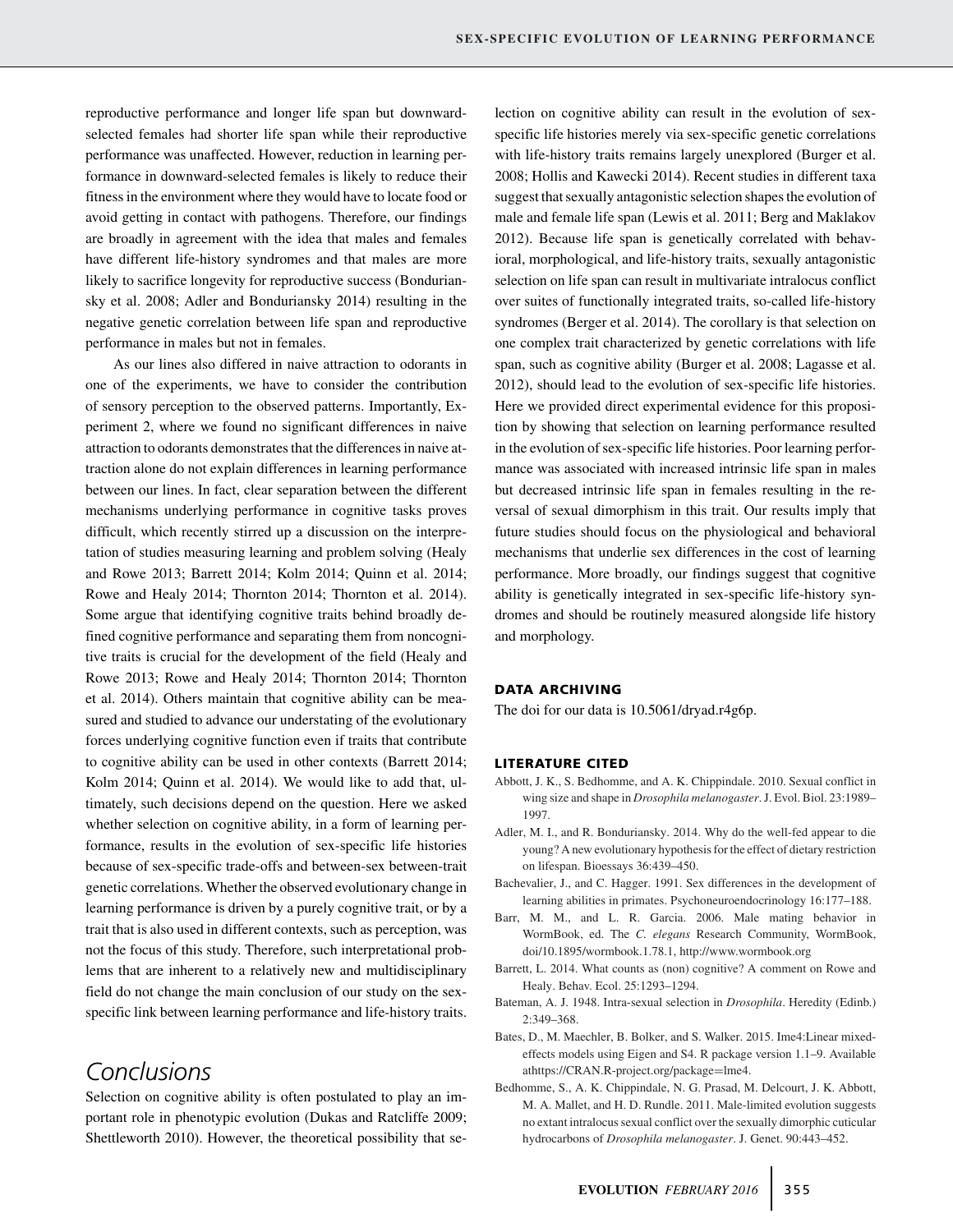reproductive performance and longer life span but downward-selected females had shorter life span while their reproductive performance was unaffected. However, reduction in learning performance in downward-selected females is likely to reduce their fitness in the environment where they would have to locate food or avoid getting in contact with pathogens. Therefore, our findings are broadly in agreement with the idea that males and females have different life-history syndromes and that males are more likely to sacrifice longevity for reproductive success (Bonduriansky et al. 2008; Adler and Bonduriansky 2014) resulting in the negative genetic correlation between life span and reproductive performance in males but not in females.

As our lines also differed in naive attraction to odorants in one of the experiments, we have to consider the contribution of sensory perception to the observed patterns. Importantly, Experiment 2, where we found no significant differences in naive attraction to odorants demonstrates that the differences in naive attraction alone do not explain differences in learning performance between our lines. In fact, clear separation between the different mechanisms underlying performance in cognitive tasks proves difficult, which recently stirred up a discussion on the interpretation of studies measuring learning and problem solving (Healy and Rowe 2013; Barrett 2014; Kolm 2014; Quinn et al. 2014; Rowe and Healy 2014; Thornton 2014; Thornton et al. 2014). Some argue that identifying cognitive traits behind broadly defined cognitive performance and separating them from noncognitive traits is crucial for the development of the field (Healy and Rowe 2013; Rowe and Healy 2014; Thornton 2014; Thornton et al. 2014). Others maintain that cognitive ability can be measured and studied to advance our understating of the evolutionary forces underlying cognitive function even if traits that contribute to cognitive ability can be used in other contexts (Barrett 2014; Kolm 2014; Quinn et al. 2014). We would like to add that, ultimately, such decisions depend on the question. Here we asked whether selection on cognitive ability, in a form of learning performance, results in the evolution of sex-specific life histories because of sex-specific trade-offs and between-sex between-trait genetic correlations. Whether the observed evolutionary change in learning performance is driven by a purely cognitive trait, or by a trait that is also used in different contexts, such as perception, was not the focus of this study. Therefore, such interpretational problems that are inherent to a relatively new and multidisciplinary field do not change the main conclusion of our study on the sex-specific link between learning performance and life-history traits.

# Conclusions

Selection on cognitive ability is often postulated to play an important role in phenotypic evolution (Dukas and Ratcliffe 2009; Shettleworth 2010). However, the theoretical possibility that selection on cognitive ability can result in the evolution of sex-specific life histories merely via sex-specific genetic correlations with life-history traits remains largely unexplored (Burger et al. 2008; Hollis and Kawecki 2014). Recent studies in different taxa suggest that sexually antagonistic selection shapes the evolution of male and female life span (Lewis et al. 2011; Berg and Maklakov 2012). Because life span is genetically correlated with behavioral, morphological, and life-history traits, sexually antagonistic selection on life span can result in multivariate intralocus conflict over suites of functionally integrated traits, so-called life-history syndromes (Berger et al. 2014). The corollary is that selection on one complex trait characterized by genetic correlations with life span, such as cognitive ability (Burger et al. 2008; Lagasse et al. 2012), should lead to the evolution of sex-specific life histories. Here we provided direct experimental evidence for this proposition by showing that selection on learning performance resulted in the evolution of sex-specific life histories. Poor learning performance was associated with increased intrinsic life span in males but decreased intrinsic life span in females resulting in the reversal of sexual dimorphism in this trait. Our results imply that future studies should focus on the physiological and behavioral mechanisms that underlie sex differences in the cost of learning performance. More broadly, our findings suggest that cognitive ability is genetically integrated in sex-specific life-history syndromes and should be routinely measured alongside life history and morphology.

### DATA ARCHIVING

The doi for our data is 10.5061/dryad.r4g6p.

### LITERATURE CITED

Abbott, J. K., S. Bedhomme, and A. K. Chippindale. 2010. Sexual conflict in wing size and shape in *Drosophila melanogaster*. J. Evol. Biol. 23:1989–1997.

Adler, M. I., and R. Bonduriansky. 2014. Why do the well-fed appear to die young? A new evolutionary hypothesis for the effect of dietary restriction on lifespan. Bioessays 36:439–450.

Bachevalier, J., and C. Hagger. 1991. Sex differences in the development of learning abilities in primates. Psychoneuroendocrinology 16:177–188.

Barr, M. M., and L. R. Garcia. 2006. Male mating behavior in WormBook, ed. The *C. elegans* Research Community, WormBook, doi/10.1895/wormbook.1.78.1, http://www.wormbook.org

Barrett, L. 2014. What counts as (non) cognitive? A comment on Rowe and Healy. Behav. Ecol. 25:1293–1294.

Bateman, A. J. 1948. Intra-sexual selection in *Drosophila*. Heredity (Edinb.) 2:349–368.

Bates, D., M. Maechler, B. Bolker, and S. Walker. 2015. lme4:Linear mixed-effects models using Eigen and S4. R package version 1.1–9. Available athttps://CRAN.R-project.org/package=lme4.

Bedhomme, S., A. K. Chippindale, N. G. Prasad, M. Delcourt, J. K. Abbott, M. A. Mallet, and H. D. Rundle. 2011. Male-limited evolution suggests no extant intralocus sexual conflict over the sexually dimorphic cuticular hydrocarbons of *Drosophila melanogaster*. J. Genet. 90:443–452.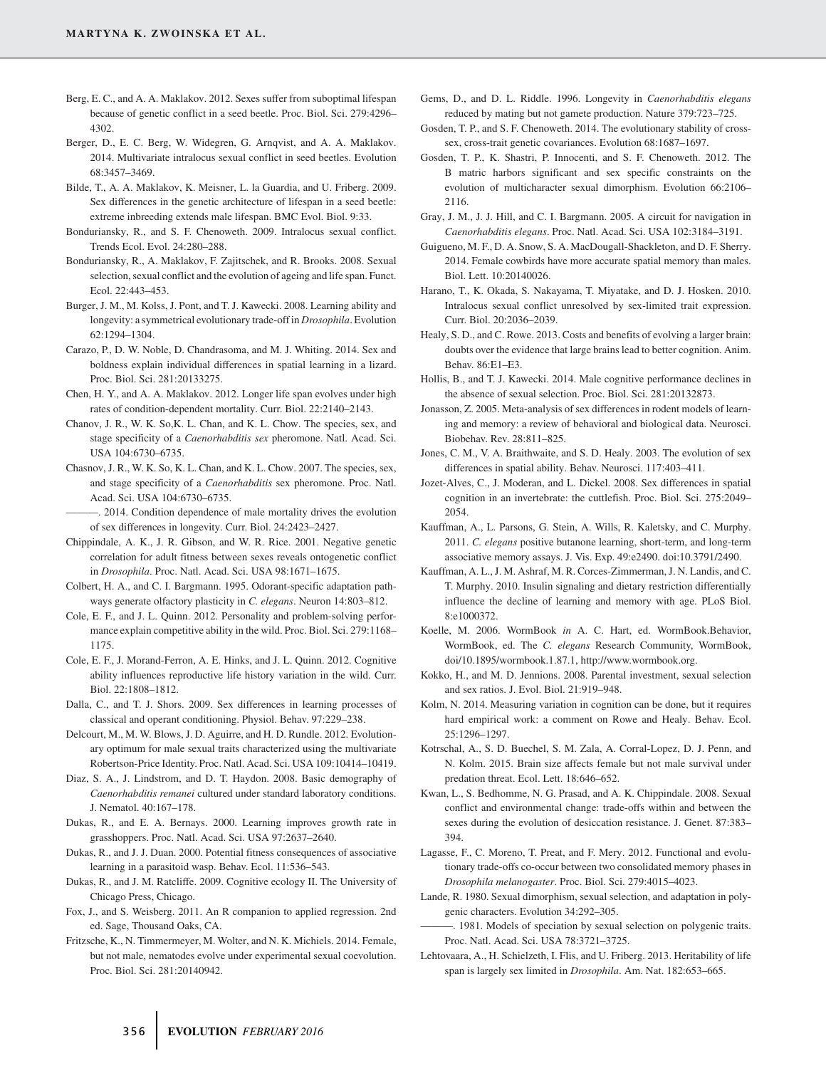Berg, E. C., and A. A. Maklakov. 2012. Sexes suffer from suboptimal lifespan because of genetic conflict in a seed beetle. Proc. Biol. Sci. 279:4296–4302.

Berger, D., E. C. Berg, W. Widegren, G. Arnqvist, and A. A. Maklakov. 2014. Multivariate intralocus sexual conflict in seed beetles. Evolution 68:3457–3469.

Bilde, T., A. A. Maklakov, K. Meisner, L. la Guardia, and U. Friberg. 2009. Sex differences in the genetic architecture of lifespan in a seed beetle: extreme inbreeding extends male lifespan. BMC Evol. Biol. 9:33.

Bonduriansky, R., and S. F. Chenoweth. 2009. Intralocus sexual conflict. Trends Ecol. Evol. 24:280–288.

Bonduriansky, R., A. Maklakov, F. Zajitschek, and R. Brooks. 2008. Sexual selection, sexual conflict and the evolution of ageing and life span. Funct. Ecol. 22:443–453.

Burger, J. M., M. Kolss, J. Pont, and T. J. Kawecki. 2008. Learning ability and longevity: a symmetrical evolutionary trade-off in *Drosophila*. Evolution 62:1294–1304.

Carazo, P., D. W. Noble, D. Chandrasoma, and M. J. Whiting. 2014. Sex and boldness explain individual differences in spatial learning in a lizard. Proc. Biol. Sci. 281:20133275.

Chen, H. Y., and A. A. Maklakov. 2012. Longer life span evolves under high rates of condition-dependent mortality. Curr. Biol. 22:2140–2143.

Chanov, J. R., W. K. So,K. L. Chan, and K. L. Chow. The species, sex, and stage specificity of a *Caenorhabditis sex* pheromone. Natl. Acad. Sci. USA 104:6730–6735.

Chasnov, J. R., W. K. So, K. L. Chan, and K. L. Chow. 2007. The species, sex, and stage specificity of a *Caenorhabditis* sex pheromone. Proc. Natl. Acad. Sci. USA 104:6730–6735.

———. 2014. Condition dependence of male mortality drives the evolution of sex differences in longevity. Curr. Biol. 24:2423–2427.

Chippindale, A. K., J. R. Gibson, and W. R. Rice. 2001. Negative genetic correlation for adult fitness between sexes reveals ontogenetic conflict in *Drosophila*. Proc. Natl. Acad. Sci. USA 98:1671–1675.

Colbert, H. A., and C. I. Bargmann. 1995. Odorant-specific adaptation pathways generate olfactory plasticity in *C. elegans*. Neuron 14:803–812.

Cole, E. F., and J. L. Quinn. 2012. Personality and problem-solving performance explain competitive ability in the wild. Proc. Biol. Sci. 279:1168–1175.

Cole, E. F., J. Morand-Ferron, A. E. Hinks, and J. L. Quinn. 2012. Cognitive ability influences reproductive life history variation in the wild. Curr. Biol. 22:1808–1812.

Dalla, C., and T. J. Shors. 2009. Sex differences in learning processes of classical and operant conditioning. Physiol. Behav. 97:229–238.

Delcourt, M., M. W. Blows, J. D. Aguirre, and H. D. Rundle. 2012. Evolutionary optimum for male sexual traits characterized using the multivariate Robertson-Price Identity. Proc. Natl. Acad. Sci. USA 109:10414–10419.

Diaz, S. A., J. Lindstrom, and D. T. Haydon. 2008. Basic demography of *Caenorhabditis remanei* cultured under standard laboratory conditions. J. Nematol. 40:167–178.

Dukas, R., and E. A. Bernays. 2000. Learning improves growth rate in grasshoppers. Proc. Natl. Acad. Sci. USA 97:2637–2640.

Dukas, R., and J. J. Duan. 2000. Potential fitness consequences of associative learning in a parasitoid wasp. Behav. Ecol. 11:536–543.

Dukas, R., and J. M. Ratcliffe. 2009. Cognitive ecology II. The University of Chicago Press, Chicago.

Fox, J., and S. Weisberg. 2011. An R companion to applied regression. 2nd ed. Sage, Thousand Oaks, CA.

Fritzsche, K., N. Timmermeyer, M. Wolter, and N. K. Michiels. 2014. Female, but not male, nematodes evolve under experimental sexual coevolution. Proc. Biol. Sci. 281:20140942.

Gems, D., and D. L. Riddle. 1996. Longevity in *Caenorhabditis elegans* reduced by mating but not gamete production. Nature 379:723–725.

Gosden, T. P., and S. F. Chenoweth. 2014. The evolutionary stability of cross-sex, cross-trait genetic covariances. Evolution 68:1687–1697.

Gosden, T. P., K. Shastri, P. Innocenti, and S. F. Chenoweth. 2012. The B matric harbors significant and sex specific constraints on the evolution of multicharacter sexual dimorphism. Evolution 66:2106–2116.

Gray, J. M., J. J. Hill, and C. I. Bargmann. 2005. A circuit for navigation in *Caenorhabditis elegans*. Proc. Natl. Acad. Sci. USA 102:3184–3191.

Guigueno, M. F., D. A. Snow, S. A. MacDougall-Shackleton, and D. F. Sherry. 2014. Female cowbirds have more accurate spatial memory than males. Biol. Lett. 10:20140026.

Harano, T., K. Okada, S. Nakayama, T. Miyatake, and D. J. Hosken. 2010. Intralocus sexual conflict unresolved by sex-limited trait expression. Curr. Biol. 20:2036–2039.

Healy, S. D., and C. Rowe. 2013. Costs and benefits of evolving a larger brain: doubts over the evidence that large brains lead to better cognition. Anim. Behav. 86:E1–E3.

Hollis, B., and T. J. Kawecki. 2014. Male cognitive performance declines in the absence of sexual selection. Proc. Biol. Sci. 281:20132873.

Jonasson, Z. 2005. Meta-analysis of sex differences in rodent models of learning and memory: a review of behavioral and biological data. Neurosci. Biobehav. Rev. 28:811–825.

Jones, C. M., V. A. Braithwaite, and S. D. Healy. 2003. The evolution of sex differences in spatial ability. Behav. Neurosci. 117:403–411.

Jozet-Alves, C., J. Moderan, and L. Dickel. 2008. Sex differences in spatial cognition in an invertebrate: the cuttlefish. Proc. Biol. Sci. 275:2049–2054.

Kauffman, A., L. Parsons, G. Stein, A. Wills, R. Kaletsky, and C. Murphy. 2011. *C. elegans* positive butanone learning, short-term, and long-term associative memory assays. J. Vis. Exp. 49:e2490. doi:10.3791/2490.

Kauffman, A. L., J. M. Ashraf, M. R. Corces-Zimmerman, J. N. Landis, and C. T. Murphy. 2010. Insulin signaling and dietary restriction differentially influence the decline of learning and memory with age. PLoS Biol. 8:e1000372.

Koelle, M. 2006. WormBook *in* A. C. Hart, ed. WormBook.Behavior, WormBook, ed. The *C. elegans* Research Community, WormBook, doi/10.1895/wormbook.1.87.1, http://www.wormbook.org.

Kokko, H., and M. D. Jennions. 2008. Parental investment, sexual selection and sex ratios. J. Evol. Biol. 21:919–948.

Kolm, N. 2014. Measuring variation in cognition can be done, but it requires hard empirical work: a comment on Rowe and Healy. Behav. Ecol. 25:1296–1297.

Kotrschal, A., S. D. Buechel, S. M. Zala, A. Corral-Lopez, D. J. Penn, and N. Kolm. 2015. Brain size affects female but not male survival under predation threat. Ecol. Lett. 18:646–652.

Kwan, L., S. Bedhomme, N. G. Prasad, and A. K. Chippindale. 2008. Sexual conflict and environmental change: trade-offs within and between the sexes during the evolution of desiccation resistance. J. Genet. 87:383–394.

Lagasse, F., C. Moreno, T. Preat, and F. Mery. 2012. Functional and evolutionary trade-offs co-occur between two consolidated memory phases in *Drosophila melanogaster*. Proc. Biol. Sci. 279:4015–4023.

Lande, R. 1980. Sexual dimorphism, sexual selection, and adaptation in polygenic characters. Evolution 34:292–305.

———. 1981. Models of speciation by sexual selection on polygenic traits. Proc. Natl. Acad. Sci. USA 78:3721–3725.

Lehtovaara, A., H. Schielzeth, I. Flis, and U. Friberg. 2013. Heritability of life span is largely sex limited in *Drosophila*. Am. Nat. 182:653–665.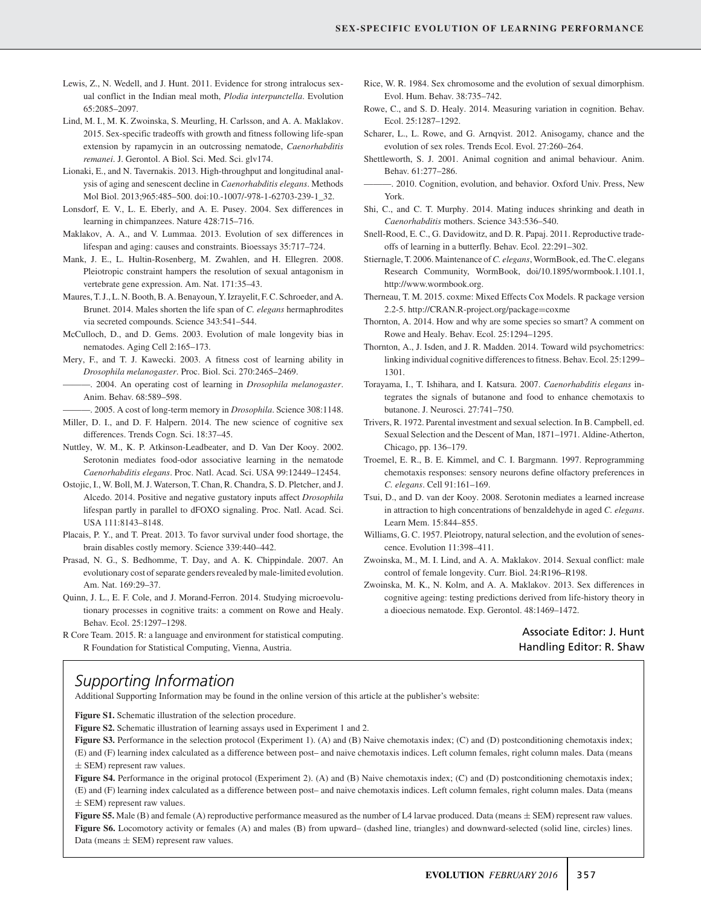Lewis, Z., N. Wedell, and J. Hunt. 2011. Evidence for strong intralocus sexual conflict in the Indian meal moth, *Plodia interpunctella*. Evolution 65:2085–2097.

Lind, M. I., M. K. Zwoinska, S. Meurling, H. Carlsson, and A. A. Maklakov. 2015. Sex-specific tradeoffs with growth and fitness following life-span extension by rapamycin in an outcrossing nematode, *Caenorhabditis remanei*. J. Gerontol. A Biol. Sci. Med. Sci. glv174.

Lionaki, E., and N. Tavernakis. 2013. High-throughput and longitudinal analysis of aging and senescent decline in *Caenorhabditis elegans*. Methods Mol Biol. 2013;965:485–500. doi:10.-1007/-978-1-62703-239-1_32.

Lonsdorf, E. V., L. E. Eberly, and A. E. Pusey. 2004. Sex differences in learning in chimpanzees. Nature 428:715–716.

Maklakov, A. A., and V. Lummaa. 2013. Evolution of sex differences in lifespan and aging: causes and constraints. Bioessays 35:717–724.

Mank, J. E., L. Hultin-Rosenberg, M. Zwahlen, and H. Ellegren. 2008. Pleiotropic constraint hampers the resolution of sexual antagonism in vertebrate gene expression. Am. Nat. 171:35–43.

Maures, T. J., L. N. Booth, B. A. Benayoun, Y. Izrayelit, F. C. Schroeder, and A. Brunet. 2014. Males shorten the life span of *C. elegans* hermaphrodites via secreted compounds. Science 343:541–544.

McCulloch, D., and D. Gems. 2003. Evolution of male longevity bias in nematodes. Aging Cell 2:165–173.

Mery, F., and T. J. Kawecki. 2003. A fitness cost of learning ability in *Drosophila melanogaster*. Proc. Biol. Sci. 270:2465–2469.

———. 2004. An operating cost of learning in *Drosophila melanogaster*. Anim. Behav. 68:589–598.

———. 2005. A cost of long-term memory in *Drosophila*. Science 308:1148.

Miller, D. I., and D. F. Halpern. 2014. The new science of cognitive sex differences. Trends Cogn. Sci. 18:37–45.

Nuttley, W. M., K. P. Atkinson-Leadbeater, and D. Van Der Kooy. 2002. Serotonin mediates food-odor associative learning in the nematode *Caenorhabditis elegans*. Proc. Natl. Acad. Sci. USA 99:12449–12454.

Ostojic, I., W. Boll, M. J. Waterson, T. Chan, R. Chandra, S. D. Pletcher, and J. Alcedo. 2014. Positive and negative gustatory inputs affect *Drosophila* lifespan partly in parallel to dFOXO signaling. Proc. Natl. Acad. Sci. USA 111:8143–8148.

Placais, P. Y., and T. Preat. 2013. To favor survival under food shortage, the brain disables costly memory. Science 339:440–442.

Prasad, N. G., S. Bedhomme, T. Day, and A. K. Chippindale. 2007. An evolutionary cost of separate genders revealed by male-limited evolution. Am. Nat. 169:29–37.

Quinn, J. L., E. F. Cole, and J. Morand-Ferron. 2014. Studying microevolutionary processes in cognitive traits: a comment on Rowe and Healy. Behav. Ecol. 25:1297–1298.

R Core Team. 2015. R: a language and environment for statistical computing. R Foundation for Statistical Computing, Vienna, Austria.

Rice, W. R. 1984. Sex chromosome and the evolution of sexual dimorphism. Evol. Hum. Behav. 38:735–742.

Rowe, C., and S. D. Healy. 2014. Measuring variation in cognition. Behav. Ecol. 25:1287–1292.

Scharer, L., L. Rowe, and G. Arnqvist. 2012. Anisogamy, chance and the evolution of sex roles. Trends Ecol. Evol. 27:260–264.

Shettleworth, S. J. 2001. Animal cognition and animal behaviour. Anim. Behav. 61:277–286.

———. 2010. Cognition, evolution, and behavior. Oxford Univ. Press, New York.

Shi, C., and C. T. Murphy. 2014. Mating induces shrinking and death in *Caenorhabditis* mothers. Science 343:536–540.

Snell-Rood, E. C., G. Davidowitz, and D. R. Papaj. 2011. Reproductive tradeoffs of learning in a butterfly. Behav. Ecol. 22:291–302.

Stiernagle, T. 2006. Maintenance of *C. elegans*, WormBook, ed. The C. elegans Research Community, WormBook, doi/10.1895/wormbook.1.101.1, http://www.wormbook.org.

Therneau, T. M. 2015. coxme: Mixed Effects Cox Models. R package version 2.2-5. http://CRAN.R-project.org/package=coxme

Thornton, A. 2014. How and why are some species so smart? A comment on Rowe and Healy. Behav. Ecol. 25:1294–1295.

Thornton, A., J. Isden, and J. R. Madden. 2014. Toward wild psychometrics: linking individual cognitive differences to fitness. Behav. Ecol. 25:1299–1301.

Torayama, I., T. Ishihara, and I. Katsura. 2007. *Caenorhabditis elegans* integrates the signals of butanone and food to enhance chemotaxis to butanone. J. Neurosci. 27:741–750.

Trivers, R. 1972. Parental investment and sexual selection. In B. Campbell, ed. Sexual Selection and the Descent of Man, 1871–1971. Aldine-Atherton, Chicago, pp. 136–179.

Troemel, E. R., B. E. Kimmel, and C. I. Bargmann. 1997. Reprogramming chemotaxis responses: sensory neurons define olfactory preferences in *C. elegans*. Cell 91:161–169.

Tsui, D., and D. van der Kooy. 2008. Serotonin mediates a learned increase in attraction to high concentrations of benzaldehyde in aged *C. elegans*. Learn Mem. 15:844–855.

Williams, G. C. 1957. Pleiotropy, natural selection, and the evolution of senescence. Evolution 11:398–411.

Zwoinska, M., M. I. Lind, and A. A. Maklakov. 2014. Sexual conflict: male control of female longevity. Curr. Biol. 24:R196–R198.

Zwoinska, M. K., N. Kolm, and A. A. Maklakov. 2013. Sex differences in cognitive ageing: testing predictions derived from life-history theory in a dioecious nematode. Exp. Gerontol. 48:1469–1472.

Associate Editor: J. Hunt
Handling Editor: R. Shaw

## *Supporting Information*

Additional Supporting Information may be found in the online version of this article at the publisher's website:

**Figure S1.** Schematic illustration of the selection procedure.

**Figure S2.** Schematic illustration of learning assays used in Experiment 1 and 2.

**Figure S3.** Performance in the selection protocol (Experiment 1). (A) and (B) Naive chemotaxis index; (C) and (D) postconditioning chemotaxis index; (E) and (F) learning index calculated as a difference between post– and naive chemotaxis indices. Left column females, right column males. Data (means $\pm$ SEM) represent raw values.

**Figure S4.** Performance in the original protocol (Experiment 2). (A) and (B) Naive chemotaxis index; (C) and (D) postconditioning chemotaxis index; (E) and (F) learning index calculated as a difference between post– and naive chemotaxis indices. Left column females, right column males. Data (means $\pm$ SEM) represent raw values.

**Figure S5.** Male (B) and female (A) reproductive performance measured as the number of L4 larvae produced. Data (means $\pm$ SEM) represent raw values.

**Figure S6.** Locomotory activity or females (A) and males (B) from upward– (dashed line, triangles) and downward-selected (solid line, circles) lines. Data (means $\pm$ SEM) represent raw values.